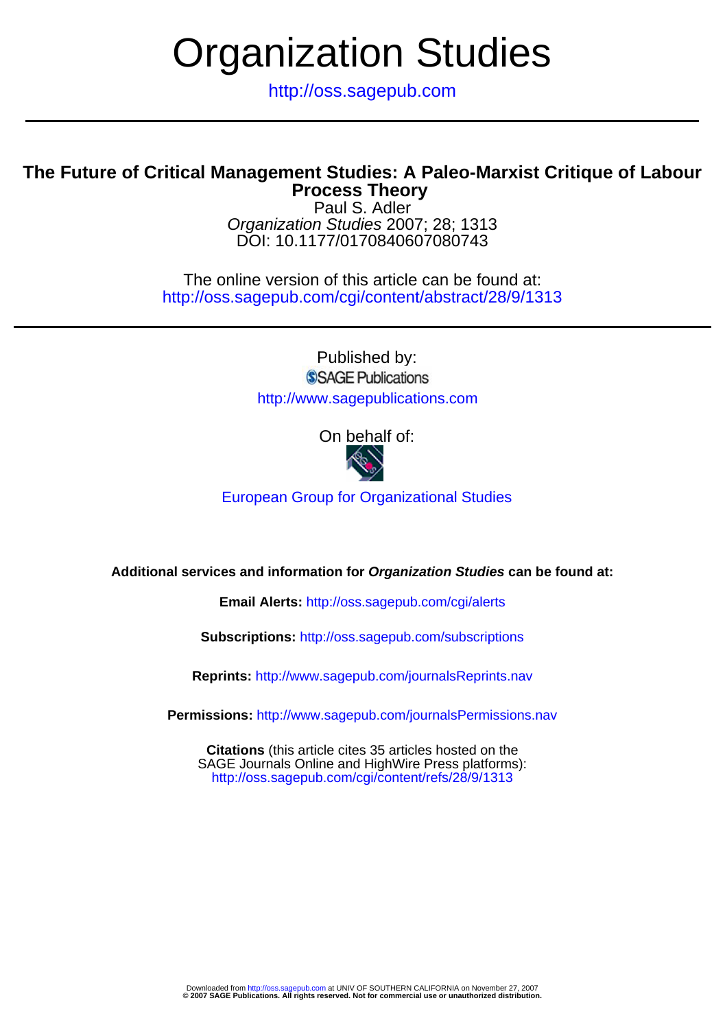# Organization Studies

http://oss.sagepub.com

## The Future of Critical Management Studies: A Paleo-Marxist Critique of Labour Process Theory

Paul S. Adler

*Organization Studies* 2007; 28; 1313

DOI: 10.1177/0170840607080743

The online version of this article can be found at:
http://oss.sagepub.com/cgi/content/abstract/28/9/1313

Published by:

SAGE Publications

http://www.sagepublications.com

On behalf of:

European Group for Organizational Studies

**Additional services and information for *Organization Studies* can be found at:**

**Email Alerts:** http://oss.sagepub.com/cgi/alerts

**Subscriptions:** http://oss.sagepub.com/subscriptions

**Reprints:** http://www.sagepub.com/journalsReprints.nav

**Permissions:** http://www.sagepub.com/journalsPermissions.nav

**Citations** (this article cites 35 articles hosted on the SAGE Journals Online and HighWire Press platforms):
http://oss.sagepub.com/cgi/content/refs/28/9/1313

Downloaded from http://oss.sagepub.com at UNIV OF SOUTHERN CALIFORNIA on November 27, 2007
**© 2007 SAGE Publications. All rights reserved. Not for commercial use or unauthorized distribution.**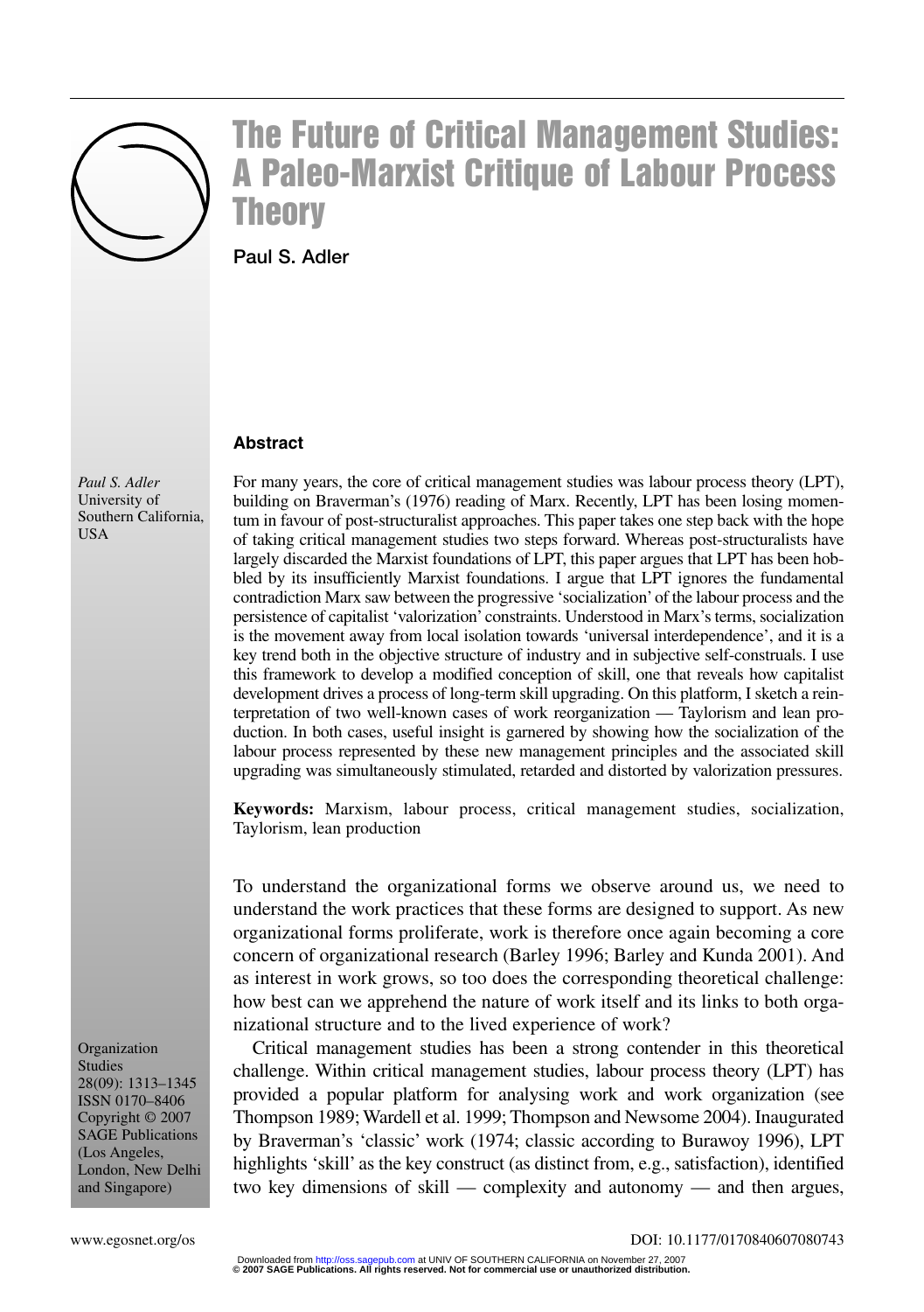# The Future of Critical Management Studies: A Paleo-Marxist Critique of Labour Process Theory

**Paul S. Adler**

*Paul S. Adler*
University of Southern California, USA

### Abstract

For many years, the core of critical management studies was labour process theory (LPT), building on Braverman's (1976) reading of Marx. Recently, LPT has been losing momentum in favour of post-structuralist approaches. This paper takes one step back with the hope of taking critical management studies two steps forward. Whereas post-structuralists have largely discarded the Marxist foundations of LPT, this paper argues that LPT has been hobbled by its insufficiently Marxist foundations. I argue that LPT ignores the fundamental contradiction Marx saw between the progressive 'socialization' of the labour process and the persistence of capitalist 'valorization' constraints. Understood in Marx's terms, socialization is the movement away from local isolation towards 'universal interdependence', and it is a key trend both in the objective structure of industry and in subjective self-construals. I use this framework to develop a modified conception of skill, one that reveals how capitalist development drives a process of long-term skill upgrading. On this platform, I sketch a reinterpretation of two well-known cases of work reorganization — Taylorism and lean production. In both cases, useful insight is garnered by showing how the socialization of the labour process represented by these new management principles and the associated skill upgrading was simultaneously stimulated, retarded and distorted by valorization pressures.

**Keywords:** Marxism, labour process, critical management studies, socialization, Taylorism, lean production

To understand the organizational forms we observe around us, we need to understand the work practices that these forms are designed to support. As new organizational forms proliferate, work is therefore once again becoming a core concern of organizational research (Barley 1996; Barley and Kunda 2001). And as interest in work grows, so too does the corresponding theoretical challenge: how best can we apprehend the nature of work itself and its links to both organizational structure and to the lived experience of work?

Critical management studies has been a strong contender in this theoretical challenge. Within critical management studies, labour process theory (LPT) has provided a popular platform for analysing work and work organization (see Thompson 1989; Wardell et al. 1999; Thompson and Newsome 2004). Inaugurated by Braverman's 'classic' work (1974; classic according to Burawoy 1996), LPT highlights 'skill' as the key construct (as distinct from, e.g., satisfaction), identified two key dimensions of skill — complexity and autonomy — and then argues,

Organization Studies 28(09): 1313–1345
ISSN 0170–8406
Copyright © 2007 SAGE Publications (Los Angeles, London, New Delhi and Singapore)

www.egosnet.org/os

DOI: 10.1177/0170840607080743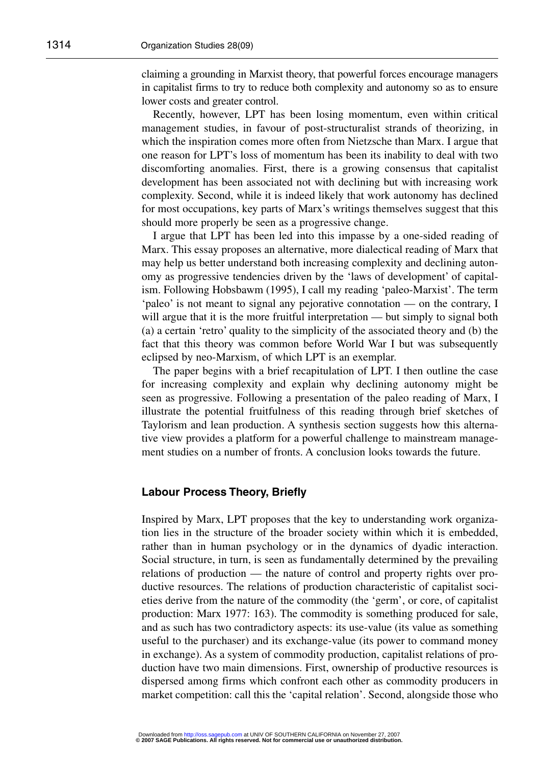claiming a grounding in Marxist theory, that powerful forces encourage managers in capitalist firms to try to reduce both complexity and autonomy so as to ensure lower costs and greater control.

Recently, however, LPT has been losing momentum, even within critical management studies, in favour of post-structuralist strands of theorizing, in which the inspiration comes more often from Nietzsche than Marx. I argue that one reason for LPT's loss of momentum has been its inability to deal with two discomforting anomalies. First, there is a growing consensus that capitalist development has been associated not with declining but with increasing work complexity. Second, while it is indeed likely that work autonomy has declined for most occupations, key parts of Marx's writings themselves suggest that this should more properly be seen as a progressive change.

I argue that LPT has been led into this impasse by a one-sided reading of Marx. This essay proposes an alternative, more dialectical reading of Marx that may help us better understand both increasing complexity and declining autonomy as progressive tendencies driven by the 'laws of development' of capitalism. Following Hobsbawm (1995), I call my reading 'paleo-Marxist'. The term 'paleo' is not meant to signal any pejorative connotation — on the contrary, I will argue that it is the more fruitful interpretation — but simply to signal both (a) a certain 'retro' quality to the simplicity of the associated theory and (b) the fact that this theory was common before World War I but was subsequently eclipsed by neo-Marxism, of which LPT is an exemplar.

The paper begins with a brief recapitulation of LPT. I then outline the case for increasing complexity and explain why declining autonomy might be seen as progressive. Following a presentation of the paleo reading of Marx, I illustrate the potential fruitfulness of this reading through brief sketches of Taylorism and lean production. A synthesis section suggests how this alternative view provides a platform for a powerful challenge to mainstream management studies on a number of fronts. A conclusion looks towards the future.

## Labour Process Theory, Briefly

Inspired by Marx, LPT proposes that the key to understanding work organization lies in the structure of the broader society within which it is embedded, rather than in human psychology or in the dynamics of dyadic interaction. Social structure, in turn, is seen as fundamentally determined by the prevailing relations of production — the nature of control and property rights over productive resources. The relations of production characteristic of capitalist societies derive from the nature of the commodity (the 'germ', or core, of capitalist production: Marx 1977: 163). The commodity is something produced for sale, and as such has two contradictory aspects: its use-value (its value as something useful to the purchaser) and its exchange-value (its power to command money in exchange). As a system of commodity production, capitalist relations of production have two main dimensions. First, ownership of productive resources is dispersed among firms which confront each other as commodity producers in market competition: call this the 'capital relation'. Second, alongside those who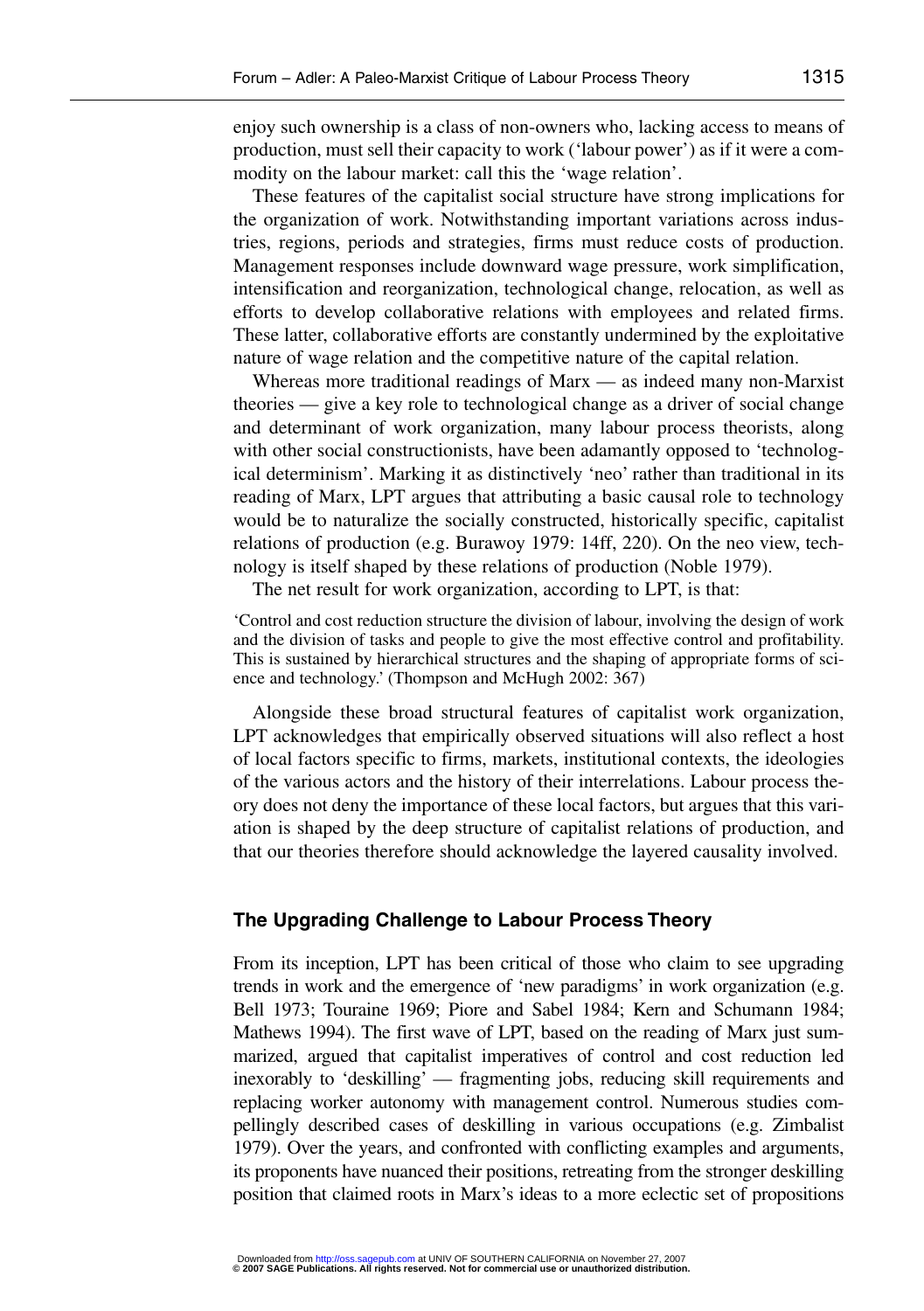enjoy such ownership is a class of non-owners who, lacking access to means of production, must sell their capacity to work ('labour power') as if it were a commodity on the labour market: call this the 'wage relation'.

These features of the capitalist social structure have strong implications for the organization of work. Notwithstanding important variations across industries, regions, periods and strategies, firms must reduce costs of production. Management responses include downward wage pressure, work simplification, intensification and reorganization, technological change, relocation, as well as efforts to develop collaborative relations with employees and related firms. These latter, collaborative efforts are constantly undermined by the exploitative nature of wage relation and the competitive nature of the capital relation.

Whereas more traditional readings of Marx — as indeed many non-Marxist theories — give a key role to technological change as a driver of social change and determinant of work organization, many labour process theorists, along with other social constructionists, have been adamantly opposed to 'technological determinism'. Marking it as distinctively 'neo' rather than traditional in its reading of Marx, LPT argues that attributing a basic causal role to technology would be to naturalize the socially constructed, historically specific, capitalist relations of production (e.g. Burawoy 1979: 14ff, 220). On the neo view, technology is itself shaped by these relations of production (Noble 1979).

The net result for work organization, according to LPT, is that:

> 'Control and cost reduction structure the division of labour, involving the design of work and the division of tasks and people to give the most effective control and profitability. This is sustained by hierarchical structures and the shaping of appropriate forms of science and technology.' (Thompson and McHugh 2002: 367)

Alongside these broad structural features of capitalist work organization, LPT acknowledges that empirically observed situations will also reflect a host of local factors specific to firms, markets, institutional contexts, the ideologies of the various actors and the history of their interrelations. Labour process theory does not deny the importance of these local factors, but argues that this variation is shaped by the deep structure of capitalist relations of production, and that our theories therefore should acknowledge the layered causality involved.

## The Upgrading Challenge to Labour Process Theory

From its inception, LPT has been critical of those who claim to see upgrading trends in work and the emergence of 'new paradigms' in work organization (e.g. Bell 1973; Touraine 1969; Piore and Sabel 1984; Kern and Schumann 1984; Mathews 1994). The first wave of LPT, based on the reading of Marx just summarized, argued that capitalist imperatives of control and cost reduction led inexorably to 'deskilling' — fragmenting jobs, reducing skill requirements and replacing worker autonomy with management control. Numerous studies compellingly described cases of deskilling in various occupations (e.g. Zimbalist 1979). Over the years, and confronted with conflicting examples and arguments, its proponents have nuanced their positions, retreating from the stronger deskilling position that claimed roots in Marx's ideas to a more eclectic set of propositions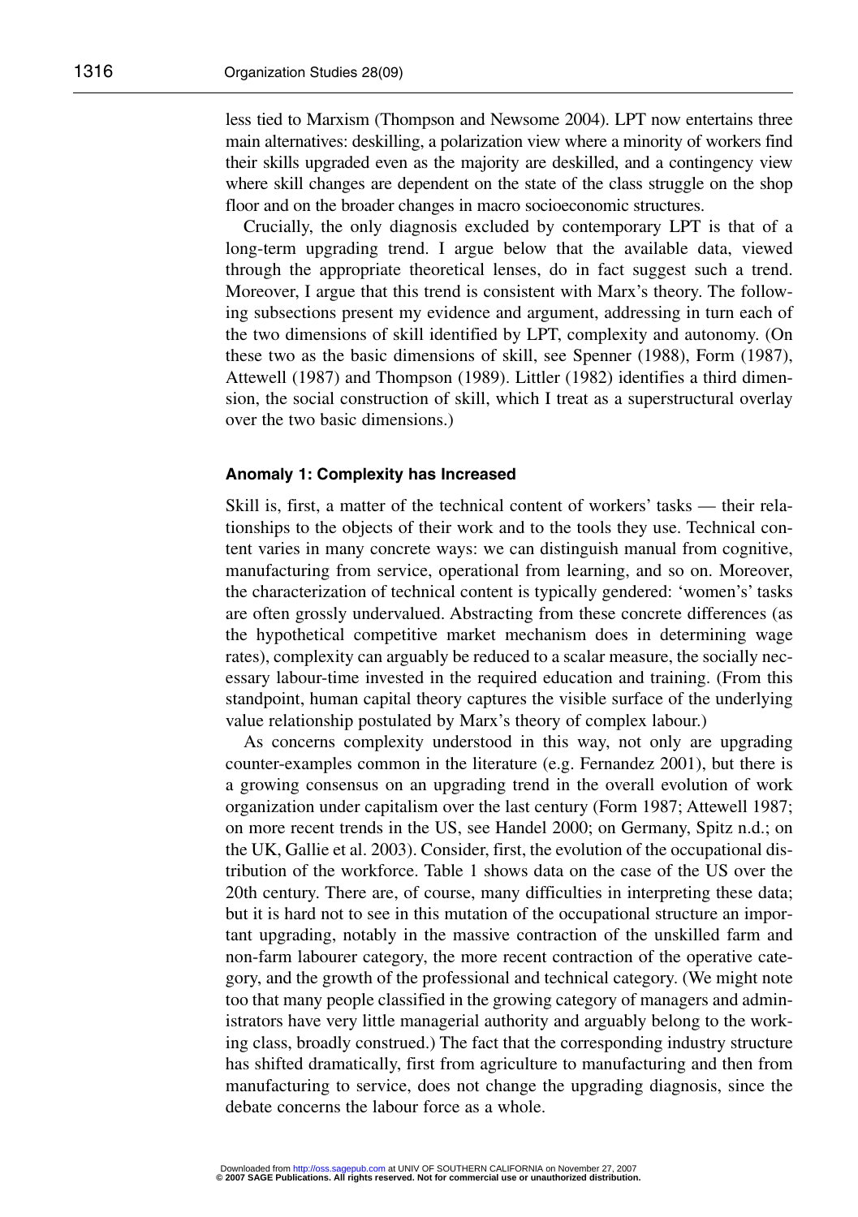less tied to Marxism (Thompson and Newsome 2004). LPT now entertains three main alternatives: deskilling, a polarization view where a minority of workers find their skills upgraded even as the majority are deskilled, and a contingency view where skill changes are dependent on the state of the class struggle on the shop floor and on the broader changes in macro socioeconomic structures.

Crucially, the only diagnosis excluded by contemporary LPT is that of a long-term upgrading trend. I argue below that the available data, viewed through the appropriate theoretical lenses, do in fact suggest such a trend. Moreover, I argue that this trend is consistent with Marx's theory. The following subsections present my evidence and argument, addressing in turn each of the two dimensions of skill identified by LPT, complexity and autonomy. (On these two as the basic dimensions of skill, see Spenner (1988), Form (1987), Attewell (1987) and Thompson (1989). Littler (1982) identifies a third dimension, the social construction of skill, which I treat as a superstructural overlay over the two basic dimensions.)

### Anomaly 1: Complexity has Increased

Skill is, first, a matter of the technical content of workers' tasks — their relationships to the objects of their work and to the tools they use. Technical content varies in many concrete ways: we can distinguish manual from cognitive, manufacturing from service, operational from learning, and so on. Moreover, the characterization of technical content is typically gendered: 'women's' tasks are often grossly undervalued. Abstracting from these concrete differences (as the hypothetical competitive market mechanism does in determining wage rates), complexity can arguably be reduced to a scalar measure, the socially necessary labour-time invested in the required education and training. (From this standpoint, human capital theory captures the visible surface of the underlying value relationship postulated by Marx's theory of complex labour.)

As concerns complexity understood in this way, not only are upgrading counter-examples common in the literature (e.g. Fernandez 2001), but there is a growing consensus on an upgrading trend in the overall evolution of work organization under capitalism over the last century (Form 1987; Attewell 1987; on more recent trends in the US, see Handel 2000; on Germany, Spitz n.d.; on the UK, Gallie et al. 2003). Consider, first, the evolution of the occupational distribution of the workforce. Table 1 shows data on the case of the US over the 20th century. There are, of course, many difficulties in interpreting these data; but it is hard not to see in this mutation of the occupational structure an important upgrading, notably in the massive contraction of the unskilled farm and non-farm labourer category, the more recent contraction of the operative category, and the growth of the professional and technical category. (We might note too that many people classified in the growing category of managers and administrators have very little managerial authority and arguably belong to the working class, broadly construed.) The fact that the corresponding industry structure has shifted dramatically, first from agriculture to manufacturing and then from manufacturing to service, does not change the upgrading diagnosis, since the debate concerns the labour force as a whole.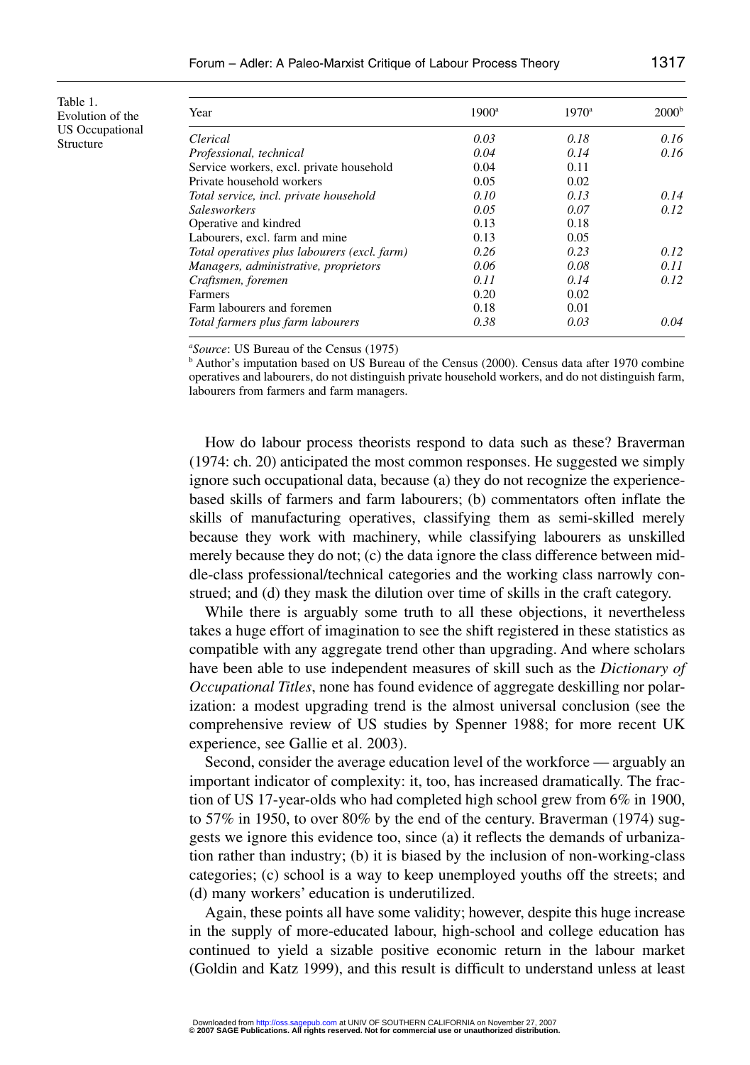Table 1. Evolution of the US Occupational Structure

| Year | 1900[a] | 1970[a] | 2000[b] |
|---|---|---|---|
| *Clerical* | *0.03* | *0.18* | *0.16* |
| *Professional, technical* | *0.04* | *0.14* | *0.16* |
| Service workers, excl. private household | 0.04 | 0.11 | |
| Private household workers | 0.05 | 0.02 | |
| *Total service, incl. private household* | *0.10* | *0.13* | *0.14* |
| *Salesworkers* | *0.05* | *0.07* | *0.12* |
| Operative and kindred | 0.13 | 0.18 | |
| Labourers, excl. farm and mine | 0.13 | 0.05 | |
| *Total operatives plus labourers (excl. farm)* | *0.26* | *0.23* | *0.12* |
| *Managers, administrative, proprietors* | *0.06* | *0.08* | *0.11* |
| *Craftsmen, foremen* | *0.11* | *0.14* | *0.12* |
| Farmers | 0.20 | 0.02 | |
| Farm labourers and foremen | 0.18 | 0.01 | |
| *Total farmers plus farm labourers* | *0.38* | *0.03* | *0.04* |

[a]*Source*: US Bureau of the Census (1975)

[b] Author's imputation based on US Bureau of the Census (2000). Census data after 1970 combine operatives and labourers, do not distinguish private household workers, and do not distinguish farm, labourers from farmers and farm managers.

How do labour process theorists respond to data such as these? Braverman (1974: ch. 20) anticipated the most common responses. He suggested we simply ignore such occupational data, because (a) they do not recognize the experience-based skills of farmers and farm labourers; (b) commentators often inflate the skills of manufacturing operatives, classifying them as semi-skilled merely because they work with machinery, while classifying labourers as unskilled merely because they do not; (c) the data ignore the class difference between middle-class professional/technical categories and the working class narrowly construed; and (d) they mask the dilution over time of skills in the craft category.

While there is arguably some truth to all these objections, it nevertheless takes a huge effort of imagination to see the shift registered in these statistics as compatible with any aggregate trend other than upgrading. And where scholars have been able to use independent measures of skill such as the *Dictionary of Occupational Titles*, none has found evidence of aggregate deskilling nor polarization: a modest upgrading trend is the almost universal conclusion (see the comprehensive review of US studies by Spenner 1988; for more recent UK experience, see Gallie et al. 2003).

Second, consider the average education level of the workforce — arguably an important indicator of complexity: it, too, has increased dramatically. The fraction of US 17-year-olds who had completed high school grew from 6% in 1900, to 57% in 1950, to over 80% by the end of the century. Braverman (1974) suggests we ignore this evidence too, since (a) it reflects the demands of urbanization rather than industry; (b) it is biased by the inclusion of non-working-class categories; (c) school is a way to keep unemployed youths off the streets; and (d) many workers' education is underutilized.

Again, these points all have some validity; however, despite this huge increase in the supply of more-educated labour, high-school and college education has continued to yield a sizable positive economic return in the labour market (Goldin and Katz 1999), and this result is difficult to understand unless at least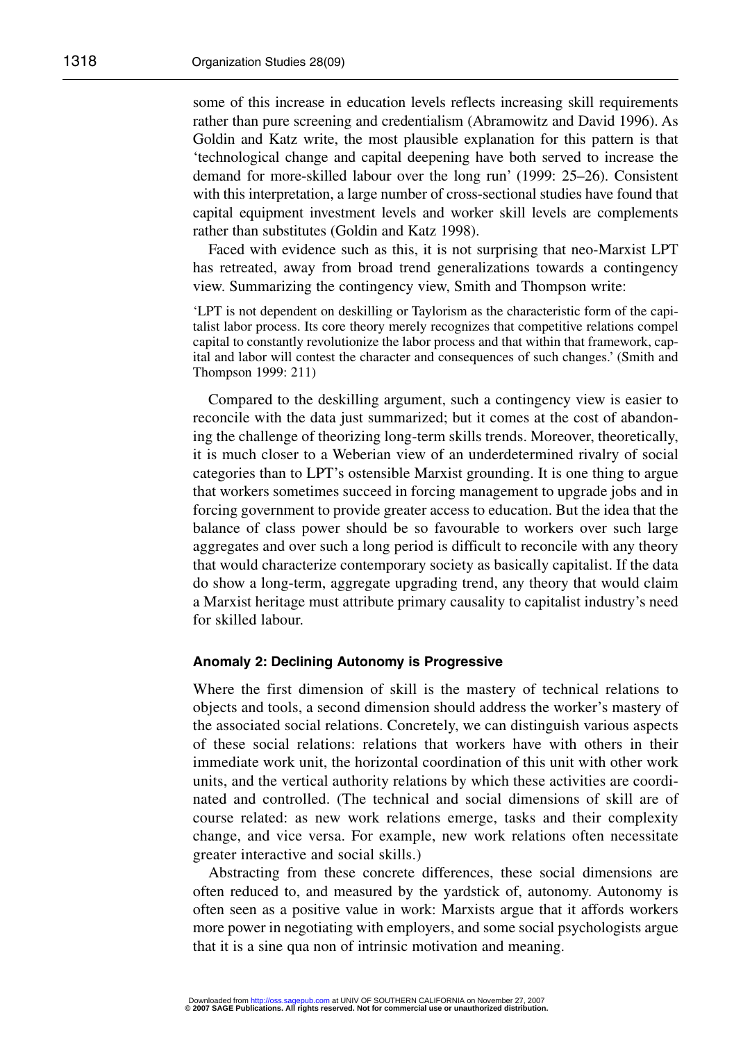some of this increase in education levels reflects increasing skill requirements rather than pure screening and credentialism (Abramowitz and David 1996). As Goldin and Katz write, the most plausible explanation for this pattern is that 'technological change and capital deepening have both served to increase the demand for more-skilled labour over the long run' (1999: 25–26). Consistent with this interpretation, a large number of cross-sectional studies have found that capital equipment investment levels and worker skill levels are complements rather than substitutes (Goldin and Katz 1998).

Faced with evidence such as this, it is not surprising that neo-Marxist LPT has retreated, away from broad trend generalizations towards a contingency view. Summarizing the contingency view, Smith and Thompson write:

> 'LPT is not dependent on deskilling or Taylorism as the characteristic form of the capitalist labor process. Its core theory merely recognizes that competitive relations compel capital to constantly revolutionize the labor process and that within that framework, capital and labor will contest the character and consequences of such changes.' (Smith and Thompson 1999: 211)

Compared to the deskilling argument, such a contingency view is easier to reconcile with the data just summarized; but it comes at the cost of abandoning the challenge of theorizing long-term skills trends. Moreover, theoretically, it is much closer to a Weberian view of an underdetermined rivalry of social categories than to LPT's ostensible Marxist grounding. It is one thing to argue that workers sometimes succeed in forcing management to upgrade jobs and in forcing government to provide greater access to education. But the idea that the balance of class power should be so favourable to workers over such large aggregates and over such a long period is difficult to reconcile with any theory that would characterize contemporary society as basically capitalist. If the data do show a long-term, aggregate upgrading trend, any theory that would claim a Marxist heritage must attribute primary causality to capitalist industry's need for skilled labour.

### Anomaly 2: Declining Autonomy is Progressive

Where the first dimension of skill is the mastery of technical relations to objects and tools, a second dimension should address the worker's mastery of the associated social relations. Concretely, we can distinguish various aspects of these social relations: relations that workers have with others in their immediate work unit, the horizontal coordination of this unit with other work units, and the vertical authority relations by which these activities are coordinated and controlled. (The technical and social dimensions of skill are of course related: as new work relations emerge, tasks and their complexity change, and vice versa. For example, new work relations often necessitate greater interactive and social skills.)

Abstracting from these concrete differences, these social dimensions are often reduced to, and measured by the yardstick of, autonomy. Autonomy is often seen as a positive value in work: Marxists argue that it affords workers more power in negotiating with employers, and some social psychologists argue that it is a sine qua non of intrinsic motivation and meaning.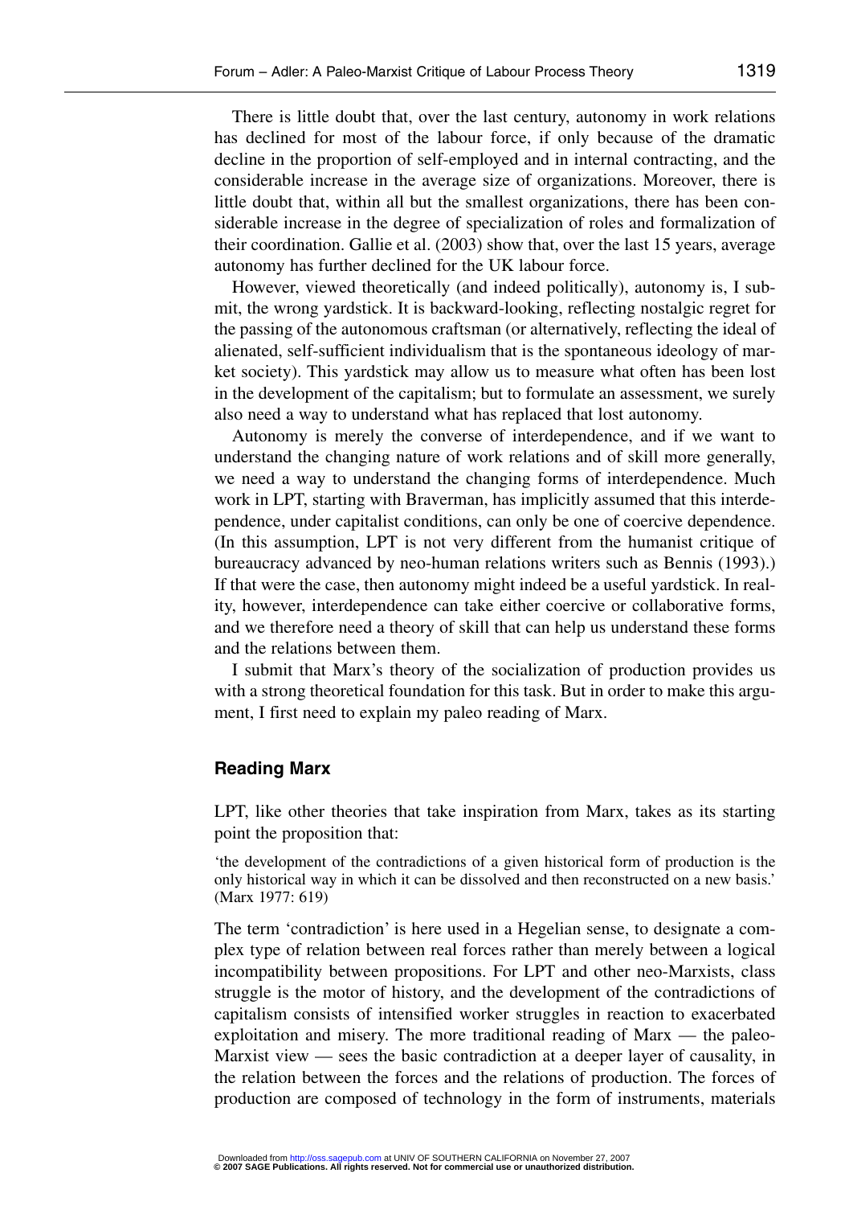There is little doubt that, over the last century, autonomy in work relations has declined for most of the labour force, if only because of the dramatic decline in the proportion of self-employed and in internal contracting, and the considerable increase in the average size of organizations. Moreover, there is little doubt that, within all but the smallest organizations, there has been considerable increase in the degree of specialization of roles and formalization of their coordination. Gallie et al. (2003) show that, over the last 15 years, average autonomy has further declined for the UK labour force.

However, viewed theoretically (and indeed politically), autonomy is, I submit, the wrong yardstick. It is backward-looking, reflecting nostalgic regret for the passing of the autonomous craftsman (or alternatively, reflecting the ideal of alienated, self-sufficient individualism that is the spontaneous ideology of market society). This yardstick may allow us to measure what often has been lost in the development of the capitalism; but to formulate an assessment, we surely also need a way to understand what has replaced that lost autonomy.

Autonomy is merely the converse of interdependence, and if we want to understand the changing nature of work relations and of skill more generally, we need a way to understand the changing forms of interdependence. Much work in LPT, starting with Braverman, has implicitly assumed that this interdependence, under capitalist conditions, can only be one of coercive dependence. (In this assumption, LPT is not very different from the humanist critique of bureaucracy advanced by neo-human relations writers such as Bennis (1993).) If that were the case, then autonomy might indeed be a useful yardstick. In reality, however, interdependence can take either coercive or collaborative forms, and we therefore need a theory of skill that can help us understand these forms and the relations between them.

I submit that Marx's theory of the socialization of production provides us with a strong theoretical foundation for this task. But in order to make this argument, I first need to explain my paleo reading of Marx.

## Reading Marx

LPT, like other theories that take inspiration from Marx, takes as its starting point the proposition that:

> 'the development of the contradictions of a given historical form of production is the only historical way in which it can be dissolved and then reconstructed on a new basis.' (Marx 1977: 619)

The term 'contradiction' is here used in a Hegelian sense, to designate a complex type of relation between real forces rather than merely between a logical incompatibility between propositions. For LPT and other neo-Marxists, class struggle is the motor of history, and the development of the contradictions of capitalism consists of intensified worker struggles in reaction to exacerbated exploitation and misery. The more traditional reading of Marx — the paleo-Marxist view — sees the basic contradiction at a deeper layer of causality, in the relation between the forces and the relations of production. The forces of production are composed of technology in the form of instruments, materials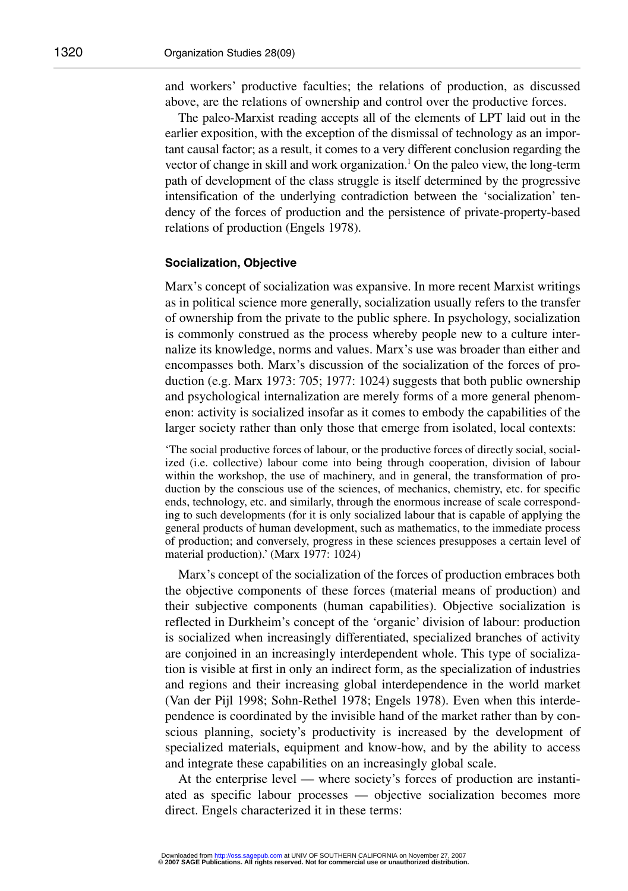and workers' productive faculties; the relations of production, as discussed above, are the relations of ownership and control over the productive forces.

The paleo-Marxist reading accepts all of the elements of LPT laid out in the earlier exposition, with the exception of the dismissal of technology as an important causal factor; as a result, it comes to a very different conclusion regarding the vector of change in skill and work organization.[1] On the paleo view, the long-term path of development of the class struggle is itself determined by the progressive intensification of the underlying contradiction between the 'socialization' tendency of the forces of production and the persistence of private-property-based relations of production (Engels 1978).

### Socialization, Objective

Marx's concept of socialization was expansive. In more recent Marxist writings as in political science more generally, socialization usually refers to the transfer of ownership from the private to the public sphere. In psychology, socialization is commonly construed as the process whereby people new to a culture internalize its knowledge, norms and values. Marx's use was broader than either and encompasses both. Marx's discussion of the socialization of the forces of production (e.g. Marx 1973: 705; 1977: 1024) suggests that both public ownership and psychological internalization are merely forms of a more general phenomenon: activity is socialized insofar as it comes to embody the capabilities of the larger society rather than only those that emerge from isolated, local contexts:

> 'The social productive forces of labour, or the productive forces of directly social, socialized (i.e. collective) labour come into being through cooperation, division of labour within the workshop, the use of machinery, and in general, the transformation of production by the conscious use of the sciences, of mechanics, chemistry, etc. for specific ends, technology, etc. and similarly, through the enormous increase of scale corresponding to such developments (for it is only socialized labour that is capable of applying the general products of human development, such as mathematics, to the immediate process of production; and conversely, progress in these sciences presupposes a certain level of material production).' (Marx 1977: 1024)

Marx's concept of the socialization of the forces of production embraces both the objective components of these forces (material means of production) and their subjective components (human capabilities). Objective socialization is reflected in Durkheim's concept of the 'organic' division of labour: production is socialized when increasingly differentiated, specialized branches of activity are conjoined in an increasingly interdependent whole. This type of socialization is visible at first in only an indirect form, as the specialization of industries and regions and their increasing global interdependence in the world market (Van der Pijl 1998; Sohn-Rethel 1978; Engels 1978). Even when this interdependence is coordinated by the invisible hand of the market rather than by conscious planning, society's productivity is increased by the development of specialized materials, equipment and know-how, and by the ability to access and integrate these capabilities on an increasingly global scale.

At the enterprise level — where society's forces of production are instantiated as specific labour processes — objective socialization becomes more direct. Engels characterized it in these terms: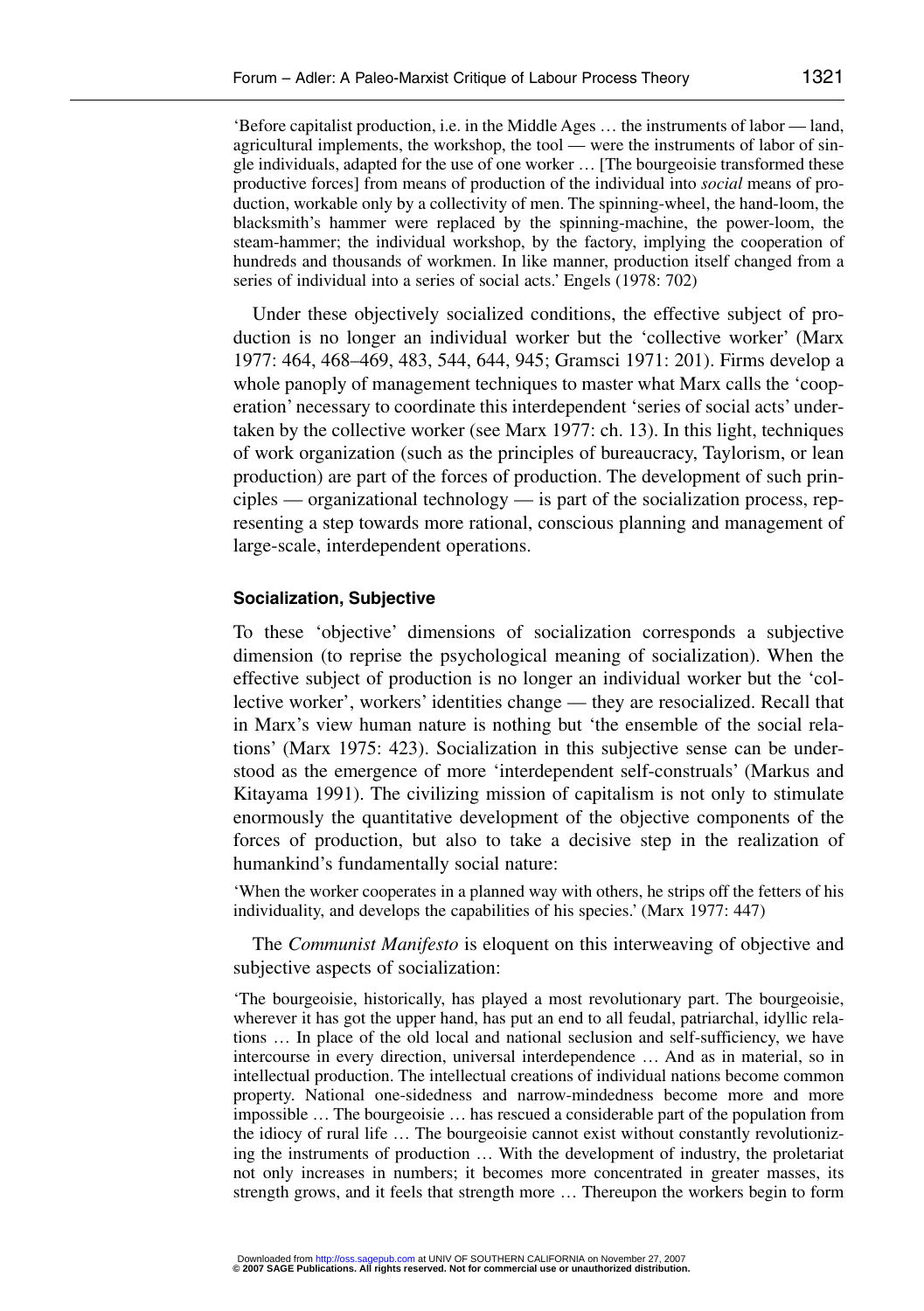'Before capitalist production, i.e. in the Middle Ages … the instruments of labor — land, agricultural implements, the workshop, the tool — were the instruments of labor of single individuals, adapted for the use of one worker … [The bourgeoisie transformed these productive forces] from means of production of the individual into *social* means of production, workable only by a collectivity of men. The spinning-wheel, the hand-loom, the blacksmith's hammer were replaced by the spinning-machine, the power-loom, the steam-hammer; the individual workshop, by the factory, implying the cooperation of hundreds and thousands of workmen. In like manner, production itself changed from a series of individual into a series of social acts.' Engels (1978: 702)

Under these objectively socialized conditions, the effective subject of production is no longer an individual worker but the 'collective worker' (Marx 1977: 464, 468–469, 483, 544, 644, 945; Gramsci 1971: 201). Firms develop a whole panoply of management techniques to master what Marx calls the 'cooperation' necessary to coordinate this interdependent 'series of social acts' undertaken by the collective worker (see Marx 1977: ch. 13). In this light, techniques of work organization (such as the principles of bureaucracy, Taylorism, or lean production) are part of the forces of production. The development of such principles — organizational technology — is part of the socialization process, representing a step towards more rational, conscious planning and management of large-scale, interdependent operations.

### Socialization, Subjective

To these 'objective' dimensions of socialization corresponds a subjective dimension (to reprise the psychological meaning of socialization). When the effective subject of production is no longer an individual worker but the 'collective worker', workers' identities change — they are resocialized. Recall that in Marx's view human nature is nothing but 'the ensemble of the social relations' (Marx 1975: 423). Socialization in this subjective sense can be understood as the emergence of more 'interdependent self-construals' (Markus and Kitayama 1991). The civilizing mission of capitalism is not only to stimulate enormously the quantitative development of the objective components of the forces of production, but also to take a decisive step in the realization of humankind's fundamentally social nature:

'When the worker cooperates in a planned way with others, he strips off the fetters of his individuality, and develops the capabilities of his species.' (Marx 1977: 447)

The *Communist Manifesto* is eloquent on this interweaving of objective and subjective aspects of socialization:

'The bourgeoisie, historically, has played a most revolutionary part. The bourgeoisie, wherever it has got the upper hand, has put an end to all feudal, patriarchal, idyllic relations … In place of the old local and national seclusion and self-sufficiency, we have intercourse in every direction, universal interdependence … And as in material, so in intellectual production. The intellectual creations of individual nations become common property. National one-sidedness and narrow-mindedness become more and more impossible … The bourgeoisie … has rescued a considerable part of the population from the idiocy of rural life … The bourgeoisie cannot exist without constantly revolutionizing the instruments of production … With the development of industry, the proletariat not only increases in numbers; it becomes more concentrated in greater masses, its strength grows, and it feels that strength more … Thereupon the workers begin to form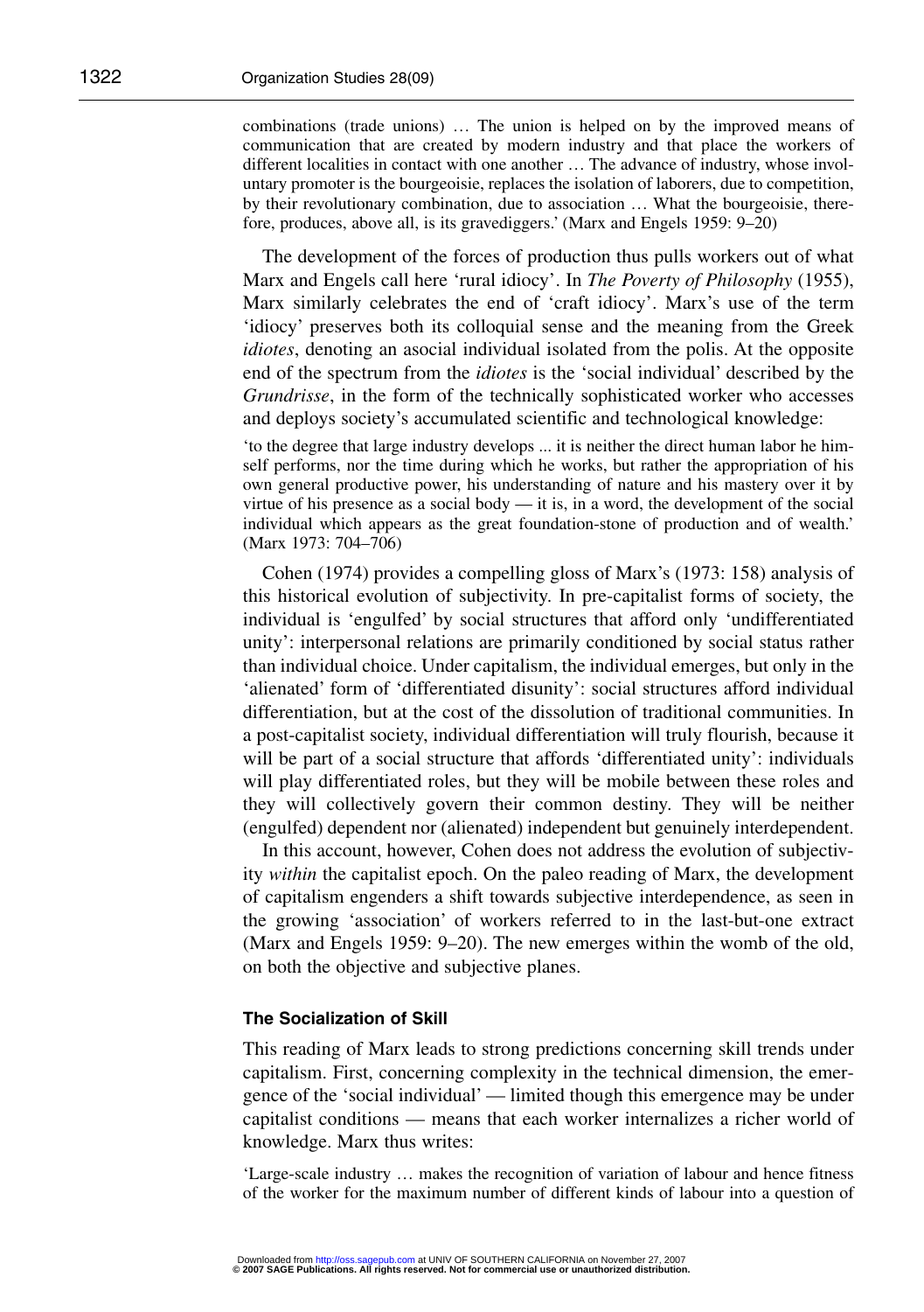combinations (trade unions) … The union is helped on by the improved means of communication that are created by modern industry and that place the workers of different localities in contact with one another … The advance of industry, whose involuntary promoter is the bourgeoisie, replaces the isolation of laborers, due to competition, by their revolutionary combination, due to association … What the bourgeoisie, therefore, produces, above all, is its gravediggers.' (Marx and Engels 1959: 9–20)

The development of the forces of production thus pulls workers out of what Marx and Engels call here 'rural idiocy'. In *The Poverty of Philosophy* (1955), Marx similarly celebrates the end of 'craft idiocy'. Marx's use of the term 'idiocy' preserves both its colloquial sense and the meaning from the Greek *idiotes*, denoting an asocial individual isolated from the polis. At the opposite end of the spectrum from the *idiotes* is the 'social individual' described by the *Grundrisse*, in the form of the technically sophisticated worker who accesses and deploys society's accumulated scientific and technological knowledge:

'to the degree that large industry develops ... it is neither the direct human labor he himself performs, nor the time during which he works, but rather the appropriation of his own general productive power, his understanding of nature and his mastery over it by virtue of his presence as a social body — it is, in a word, the development of the social individual which appears as the great foundation-stone of production and of wealth.' (Marx 1973: 704–706)

Cohen (1974) provides a compelling gloss of Marx's (1973: 158) analysis of this historical evolution of subjectivity. In pre-capitalist forms of society, the individual is 'engulfed' by social structures that afford only 'undifferentiated unity': interpersonal relations are primarily conditioned by social status rather than individual choice. Under capitalism, the individual emerges, but only in the 'alienated' form of 'differentiated disunity': social structures afford individual differentiation, but at the cost of the dissolution of traditional communities. In a post-capitalist society, individual differentiation will truly flourish, because it will be part of a social structure that affords 'differentiated unity': individuals will play differentiated roles, but they will be mobile between these roles and they will collectively govern their common destiny. They will be neither (engulfed) dependent nor (alienated) independent but genuinely interdependent.

In this account, however, Cohen does not address the evolution of subjectivity *within* the capitalist epoch. On the paleo reading of Marx, the development of capitalism engenders a shift towards subjective interdependence, as seen in the growing 'association' of workers referred to in the last-but-one extract (Marx and Engels 1959: 9–20). The new emerges within the womb of the old, on both the objective and subjective planes.

### The Socialization of Skill

This reading of Marx leads to strong predictions concerning skill trends under capitalism. First, concerning complexity in the technical dimension, the emergence of the 'social individual' — limited though this emergence may be under capitalist conditions — means that each worker internalizes a richer world of knowledge. Marx thus writes:

'Large-scale industry … makes the recognition of variation of labour and hence fitness of the worker for the maximum number of different kinds of labour into a question of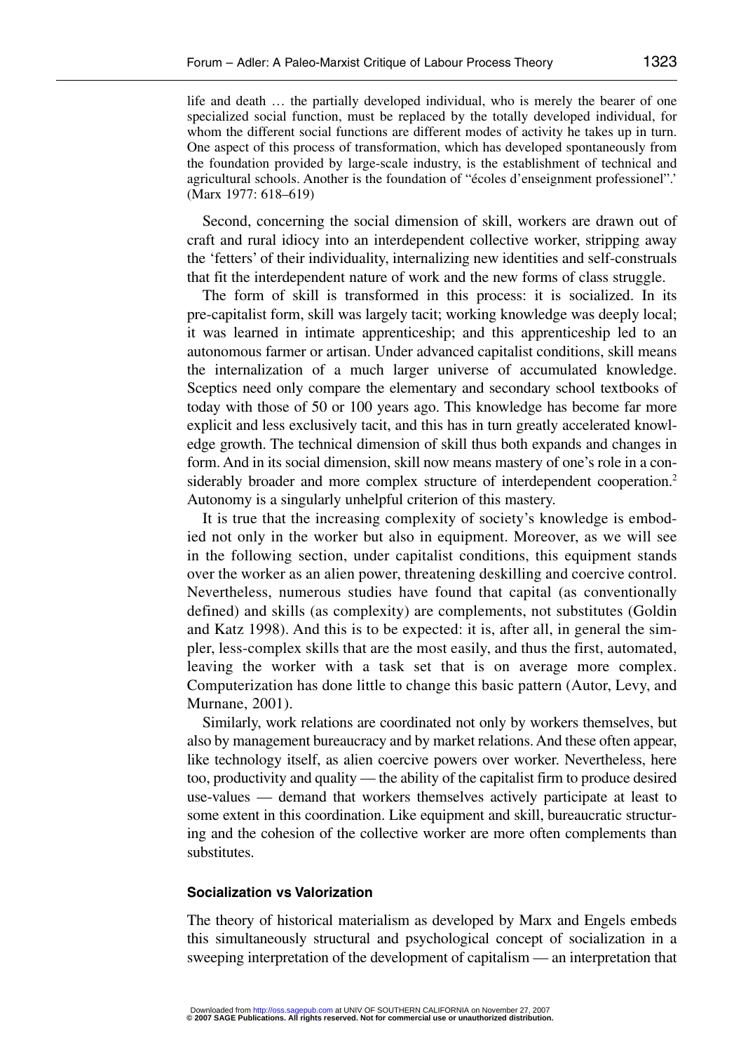life and death … the partially developed individual, who is merely the bearer of one specialized social function, must be replaced by the totally developed individual, for whom the different social functions are different modes of activity he takes up in turn. One aspect of this process of transformation, which has developed spontaneously from the foundation provided by large-scale industry, is the establishment of technical and agricultural schools. Another is the foundation of "écoles d'enseignment professionel".' (Marx 1977: 618–619)

Second, concerning the social dimension of skill, workers are drawn out of craft and rural idiocy into an interdependent collective worker, stripping away the 'fetters' of their individuality, internalizing new identities and self-construals that fit the interdependent nature of work and the new forms of class struggle.

The form of skill is transformed in this process: it is socialized. In its pre-capitalist form, skill was largely tacit; working knowledge was deeply local; it was learned in intimate apprenticeship; and this apprenticeship led to an autonomous farmer or artisan. Under advanced capitalist conditions, skill means the internalization of a much larger universe of accumulated knowledge. Sceptics need only compare the elementary and secondary school textbooks of today with those of 50 or 100 years ago. This knowledge has become far more explicit and less exclusively tacit, and this has in turn greatly accelerated knowledge growth. The technical dimension of skill thus both expands and changes in form. And in its social dimension, skill now means mastery of one's role in a considerably broader and more complex structure of interdependent cooperation.[2] Autonomy is a singularly unhelpful criterion of this mastery.

It is true that the increasing complexity of society's knowledge is embodied not only in the worker but also in equipment. Moreover, as we will see in the following section, under capitalist conditions, this equipment stands over the worker as an alien power, threatening deskilling and coercive control. Nevertheless, numerous studies have found that capital (as conventionally defined) and skills (as complexity) are complements, not substitutes (Goldin and Katz 1998). And this is to be expected: it is, after all, in general the simpler, less-complex skills that are the most easily, and thus the first, automated, leaving the worker with a task set that is on average more complex. Computerization has done little to change this basic pattern (Autor, Levy, and Murnane, 2001).

Similarly, work relations are coordinated not only by workers themselves, but also by management bureaucracy and by market relations. And these often appear, like technology itself, as alien coercive powers over worker. Nevertheless, here too, productivity and quality — the ability of the capitalist firm to produce desired use-values — demand that workers themselves actively participate at least to some extent in this coordination. Like equipment and skill, bureaucratic structuring and the cohesion of the collective worker are more often complements than substitutes.

### Socialization vs Valorization

The theory of historical materialism as developed by Marx and Engels embeds this simultaneously structural and psychological concept of socialization in a sweeping interpretation of the development of capitalism — an interpretation that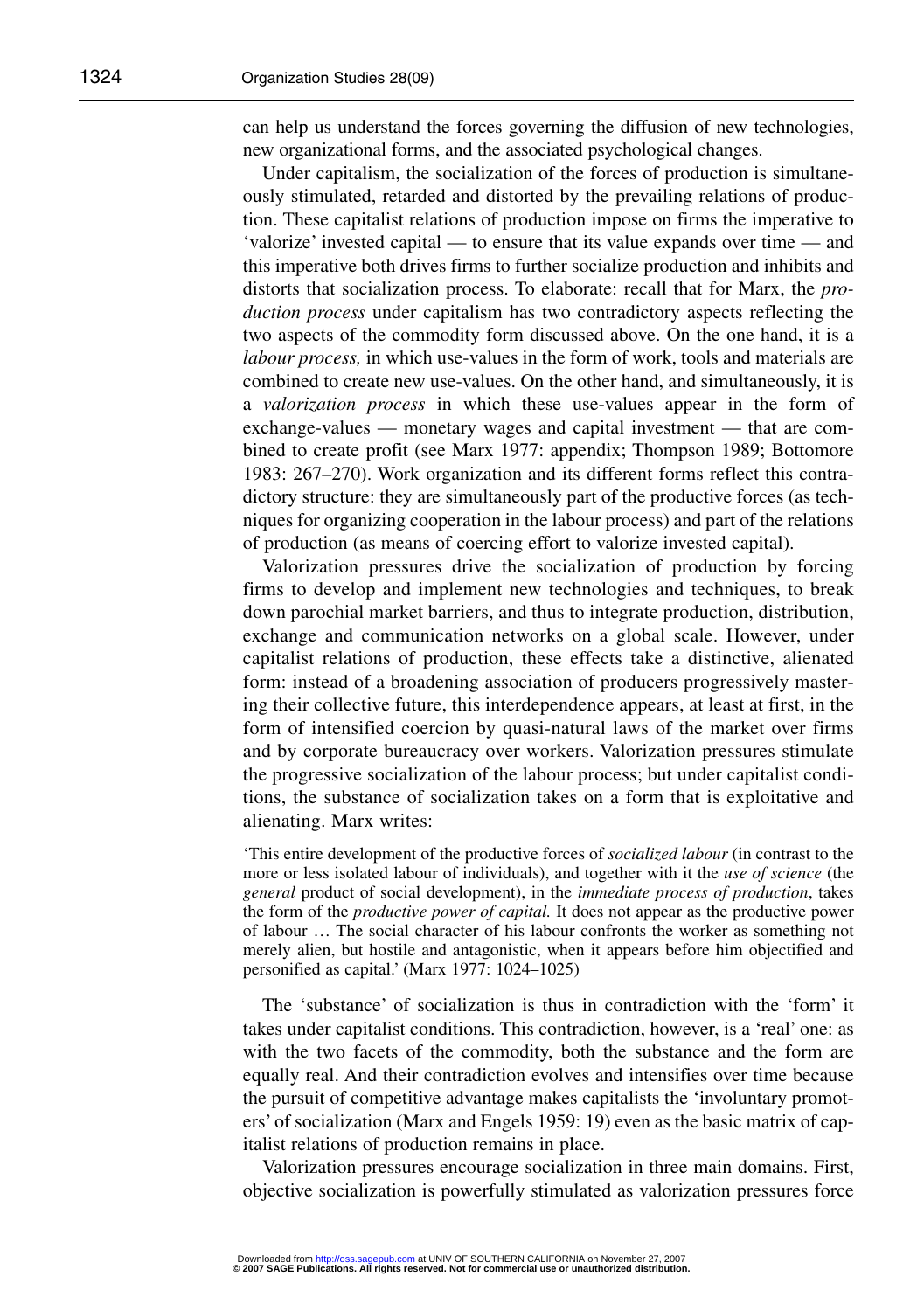can help us understand the forces governing the diffusion of new technologies, new organizational forms, and the associated psychological changes.

Under capitalism, the socialization of the forces of production is simultaneously stimulated, retarded and distorted by the prevailing relations of production. These capitalist relations of production impose on firms the imperative to 'valorize' invested capital — to ensure that its value expands over time — and this imperative both drives firms to further socialize production and inhibits and distorts that socialization process. To elaborate: recall that for Marx, the *production process* under capitalism has two contradictory aspects reflecting the two aspects of the commodity form discussed above. On the one hand, it is a *labour process,* in which use-values in the form of work, tools and materials are combined to create new use-values. On the other hand, and simultaneously, it is a *valorization process* in which these use-values appear in the form of exchange-values — monetary wages and capital investment — that are combined to create profit (see Marx 1977: appendix; Thompson 1989; Bottomore 1983: 267–270). Work organization and its different forms reflect this contradictory structure: they are simultaneously part of the productive forces (as techniques for organizing cooperation in the labour process) and part of the relations of production (as means of coercing effort to valorize invested capital).

Valorization pressures drive the socialization of production by forcing firms to develop and implement new technologies and techniques, to break down parochial market barriers, and thus to integrate production, distribution, exchange and communication networks on a global scale. However, under capitalist relations of production, these effects take a distinctive, alienated form: instead of a broadening association of producers progressively mastering their collective future, this interdependence appears, at least at first, in the form of intensified coercion by quasi-natural laws of the market over firms and by corporate bureaucracy over workers. Valorization pressures stimulate the progressive socialization of the labour process; but under capitalist conditions, the substance of socialization takes on a form that is exploitative and alienating. Marx writes:

> 'This entire development of the productive forces of *socialized labour* (in contrast to the more or less isolated labour of individuals), and together with it the *use of science* (the *general* product of social development), in the *immediate process of production*, takes the form of the *productive power of capital.* It does not appear as the productive power of labour … The social character of his labour confronts the worker as something not merely alien, but hostile and antagonistic, when it appears before him objectified and personified as capital.' (Marx 1977: 1024–1025)

The 'substance' of socialization is thus in contradiction with the 'form' it takes under capitalist conditions. This contradiction, however, is a 'real' one: as with the two facets of the commodity, both the substance and the form are equally real. And their contradiction evolves and intensifies over time because the pursuit of competitive advantage makes capitalists the 'involuntary promoters' of socialization (Marx and Engels 1959: 19) even as the basic matrix of capitalist relations of production remains in place.

Valorization pressures encourage socialization in three main domains. First, objective socialization is powerfully stimulated as valorization pressures force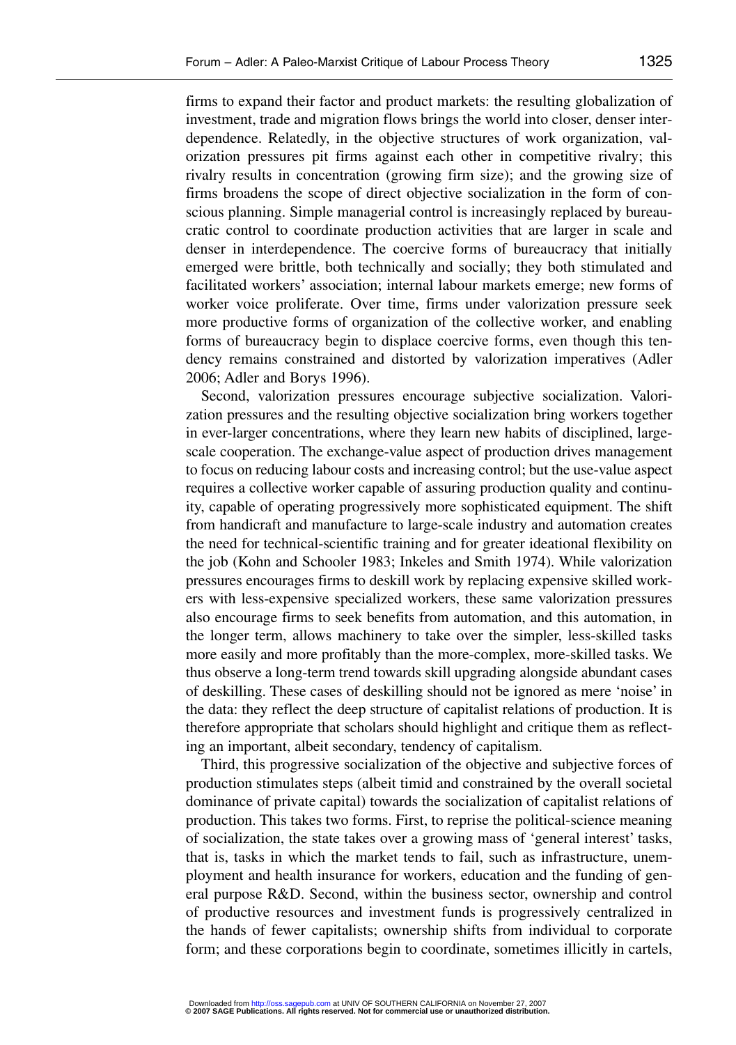firms to expand their factor and product markets: the resulting globalization of investment, trade and migration flows brings the world into closer, denser interdependence. Relatedly, in the objective structures of work organization, valorization pressures pit firms against each other in competitive rivalry; this rivalry results in concentration (growing firm size); and the growing size of firms broadens the scope of direct objective socialization in the form of conscious planning. Simple managerial control is increasingly replaced by bureaucratic control to coordinate production activities that are larger in scale and denser in interdependence. The coercive forms of bureaucracy that initially emerged were brittle, both technically and socially; they both stimulated and facilitated workers' association; internal labour markets emerge; new forms of worker voice proliferate. Over time, firms under valorization pressure seek more productive forms of organization of the collective worker, and enabling forms of bureaucracy begin to displace coercive forms, even though this tendency remains constrained and distorted by valorization imperatives (Adler 2006; Adler and Borys 1996).

Second, valorization pressures encourage subjective socialization. Valorization pressures and the resulting objective socialization bring workers together in ever-larger concentrations, where they learn new habits of disciplined, large-scale cooperation. The exchange-value aspect of production drives management to focus on reducing labour costs and increasing control; but the use-value aspect requires a collective worker capable of assuring production quality and continuity, capable of operating progressively more sophisticated equipment. The shift from handicraft and manufacture to large-scale industry and automation creates the need for technical-scientific training and for greater ideational flexibility on the job (Kohn and Schooler 1983; Inkeles and Smith 1974). While valorization pressures encourages firms to deskill work by replacing expensive skilled workers with less-expensive specialized workers, these same valorization pressures also encourage firms to seek benefits from automation, and this automation, in the longer term, allows machinery to take over the simpler, less-skilled tasks more easily and more profitably than the more-complex, more-skilled tasks. We thus observe a long-term trend towards skill upgrading alongside abundant cases of deskilling. These cases of deskilling should not be ignored as mere 'noise' in the data: they reflect the deep structure of capitalist relations of production. It is therefore appropriate that scholars should highlight and critique them as reflecting an important, albeit secondary, tendency of capitalism.

Third, this progressive socialization of the objective and subjective forces of production stimulates steps (albeit timid and constrained by the overall societal dominance of private capital) towards the socialization of capitalist relations of production. This takes two forms. First, to reprise the political-science meaning of socialization, the state takes over a growing mass of 'general interest' tasks, that is, tasks in which the market tends to fail, such as infrastructure, unemployment and health insurance for workers, education and the funding of general purpose R&D. Second, within the business sector, ownership and control of productive resources and investment funds is progressively centralized in the hands of fewer capitalists; ownership shifts from individual to corporate form; and these corporations begin to coordinate, sometimes illicitly in cartels,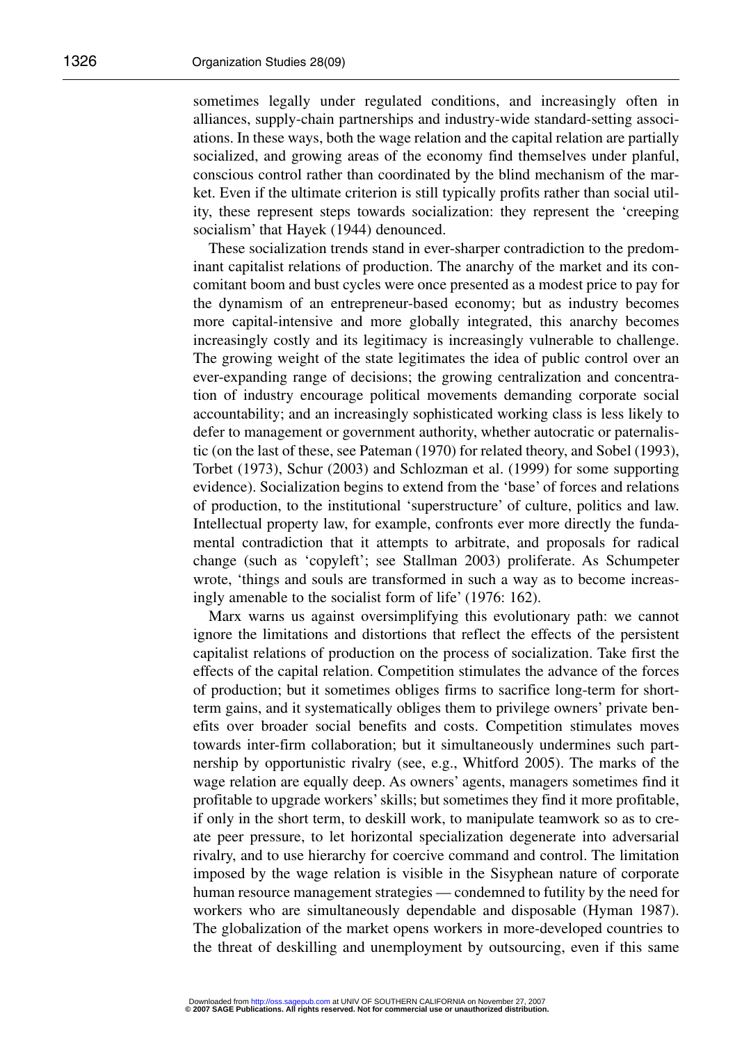sometimes legally under regulated conditions, and increasingly often in alliances, supply-chain partnerships and industry-wide standard-setting associations. In these ways, both the wage relation and the capital relation are partially socialized, and growing areas of the economy find themselves under planful, conscious control rather than coordinated by the blind mechanism of the market. Even if the ultimate criterion is still typically profits rather than social utility, these represent steps towards socialization: they represent the 'creeping socialism' that Hayek (1944) denounced.

These socialization trends stand in ever-sharper contradiction to the predominant capitalist relations of production. The anarchy of the market and its concomitant boom and bust cycles were once presented as a modest price to pay for the dynamism of an entrepreneur-based economy; but as industry becomes more capital-intensive and more globally integrated, this anarchy becomes increasingly costly and its legitimacy is increasingly vulnerable to challenge. The growing weight of the state legitimates the idea of public control over an ever-expanding range of decisions; the growing centralization and concentration of industry encourage political movements demanding corporate social accountability; and an increasingly sophisticated working class is less likely to defer to management or government authority, whether autocratic or paternalistic (on the last of these, see Pateman (1970) for related theory, and Sobel (1993), Torbet (1973), Schur (2003) and Schlozman et al. (1999) for some supporting evidence). Socialization begins to extend from the 'base' of forces and relations of production, to the institutional 'superstructure' of culture, politics and law. Intellectual property law, for example, confronts ever more directly the fundamental contradiction that it attempts to arbitrate, and proposals for radical change (such as 'copyleft'; see Stallman 2003) proliferate. As Schumpeter wrote, 'things and souls are transformed in such a way as to become increasingly amenable to the socialist form of life' (1976: 162).

Marx warns us against oversimplifying this evolutionary path: we cannot ignore the limitations and distortions that reflect the effects of the persistent capitalist relations of production on the process of socialization. Take first the effects of the capital relation. Competition stimulates the advance of the forces of production; but it sometimes obliges firms to sacrifice long-term for short-term gains, and it systematically obliges them to privilege owners' private benefits over broader social benefits and costs. Competition stimulates moves towards inter-firm collaboration; but it simultaneously undermines such partnership by opportunistic rivalry (see, e.g., Whitford 2005). The marks of the wage relation are equally deep. As owners' agents, managers sometimes find it profitable to upgrade workers' skills; but sometimes they find it more profitable, if only in the short term, to deskill work, to manipulate teamwork so as to create peer pressure, to let horizontal specialization degenerate into adversarial rivalry, and to use hierarchy for coercive command and control. The limitation imposed by the wage relation is visible in the Sisyphean nature of corporate human resource management strategies — condemned to futility by the need for workers who are simultaneously dependable and disposable (Hyman 1987). The globalization of the market opens workers in more-developed countries to the threat of deskilling and unemployment by outsourcing, even if this same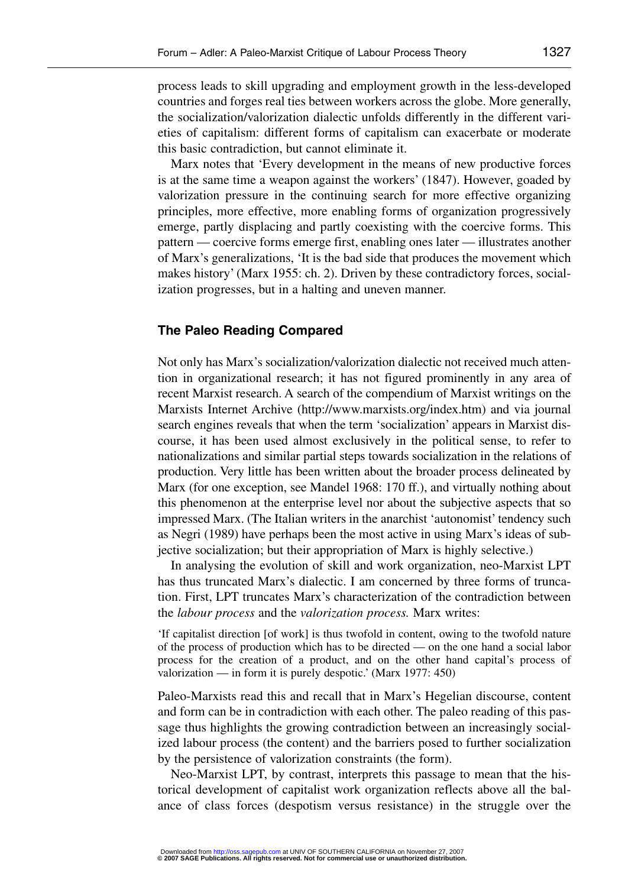process leads to skill upgrading and employment growth in the less-developed countries and forges real ties between workers across the globe. More generally, the socialization/valorization dialectic unfolds differently in the different varieties of capitalism: different forms of capitalism can exacerbate or moderate this basic contradiction, but cannot eliminate it.

Marx notes that 'Every development in the means of new productive forces is at the same time a weapon against the workers' (1847). However, goaded by valorization pressure in the continuing search for more effective organizing principles, more effective, more enabling forms of organization progressively emerge, partly displacing and partly coexisting with the coercive forms. This pattern — coercive forms emerge first, enabling ones later — illustrates another of Marx's generalizations, 'It is the bad side that produces the movement which makes history' (Marx 1955: ch. 2). Driven by these contradictory forces, socialization progresses, but in a halting and uneven manner.

## The Paleo Reading Compared

Not only has Marx's socialization/valorization dialectic not received much attention in organizational research; it has not figured prominently in any area of recent Marxist research. A search of the compendium of Marxist writings on the Marxists Internet Archive (http://www.marxists.org/index.htm) and via journal search engines reveals that when the term 'socialization' appears in Marxist discourse, it has been used almost exclusively in the political sense, to refer to nationalizations and similar partial steps towards socialization in the relations of production. Very little has been written about the broader process delineated by Marx (for one exception, see Mandel 1968: 170 ff.), and virtually nothing about this phenomenon at the enterprise level nor about the subjective aspects that so impressed Marx. (The Italian writers in the anarchist 'autonomist' tendency such as Negri (1989) have perhaps been the most active in using Marx's ideas of subjective socialization; but their appropriation of Marx is highly selective.)

In analysing the evolution of skill and work organization, neo-Marxist LPT has thus truncated Marx's dialectic. I am concerned by three forms of truncation. First, LPT truncates Marx's characterization of the contradiction between the *labour process* and the *valorization process.* Marx writes:

> 'If capitalist direction [of work] is thus twofold in content, owing to the twofold nature of the process of production which has to be directed — on the one hand a social labor process for the creation of a product, and on the other hand capital's process of valorization — in form it is purely despotic.' (Marx 1977: 450)

Paleo-Marxists read this and recall that in Marx's Hegelian discourse, content and form can be in contradiction with each other. The paleo reading of this passage thus highlights the growing contradiction between an increasingly socialized labour process (the content) and the barriers posed to further socialization by the persistence of valorization constraints (the form).

Neo-Marxist LPT, by contrast, interprets this passage to mean that the historical development of capitalist work organization reflects above all the balance of class forces (despotism versus resistance) in the struggle over the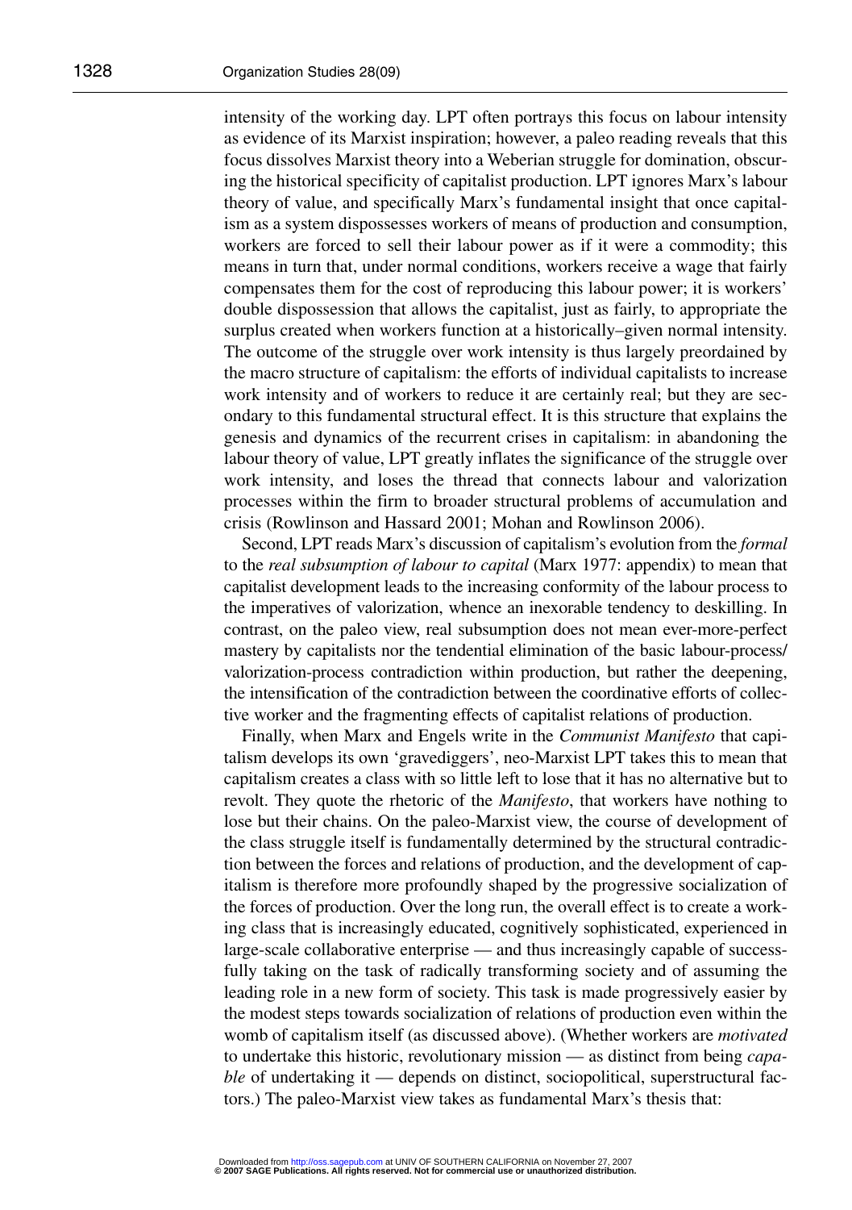intensity of the working day. LPT often portrays this focus on labour intensity as evidence of its Marxist inspiration; however, a paleo reading reveals that this focus dissolves Marxist theory into a Weberian struggle for domination, obscuring the historical specificity of capitalist production. LPT ignores Marx's labour theory of value, and specifically Marx's fundamental insight that once capitalism as a system dispossesses workers of means of production and consumption, workers are forced to sell their labour power as if it were a commodity; this means in turn that, under normal conditions, workers receive a wage that fairly compensates them for the cost of reproducing this labour power; it is workers' double dispossession that allows the capitalist, just as fairly, to appropriate the surplus created when workers function at a historically–given normal intensity. The outcome of the struggle over work intensity is thus largely preordained by the macro structure of capitalism: the efforts of individual capitalists to increase work intensity and of workers to reduce it are certainly real; but they are secondary to this fundamental structural effect. It is this structure that explains the genesis and dynamics of the recurrent crises in capitalism: in abandoning the labour theory of value, LPT greatly inflates the significance of the struggle over work intensity, and loses the thread that connects labour and valorization processes within the firm to broader structural problems of accumulation and crisis (Rowlinson and Hassard 2001; Mohan and Rowlinson 2006).

Second, LPT reads Marx's discussion of capitalism's evolution from the *formal* to the *real subsumption of labour to capital* (Marx 1977: appendix) to mean that capitalist development leads to the increasing conformity of the labour process to the imperatives of valorization, whence an inexorable tendency to deskilling. In contrast, on the paleo view, real subsumption does not mean ever-more-perfect mastery by capitalists nor the tendential elimination of the basic labour-process/valorization-process contradiction within production, but rather the deepening, the intensification of the contradiction between the coordinative efforts of collective worker and the fragmenting effects of capitalist relations of production.

Finally, when Marx and Engels write in the *Communist Manifesto* that capitalism develops its own 'gravediggers', neo-Marxist LPT takes this to mean that capitalism creates a class with so little left to lose that it has no alternative but to revolt. They quote the rhetoric of the *Manifesto*, that workers have nothing to lose but their chains. On the paleo-Marxist view, the course of development of the class struggle itself is fundamentally determined by the structural contradiction between the forces and relations of production, and the development of capitalism is therefore more profoundly shaped by the progressive socialization of the forces of production. Over the long run, the overall effect is to create a working class that is increasingly educated, cognitively sophisticated, experienced in large-scale collaborative enterprise — and thus increasingly capable of successfully taking on the task of radically transforming society and of assuming the leading role in a new form of society. This task is made progressively easier by the modest steps towards socialization of relations of production even within the womb of capitalism itself (as discussed above). (Whether workers are *motivated* to undertake this historic, revolutionary mission — as distinct from being *capable* of undertaking it — depends on distinct, sociopolitical, superstructural factors.) The paleo-Marxist view takes as fundamental Marx's thesis that: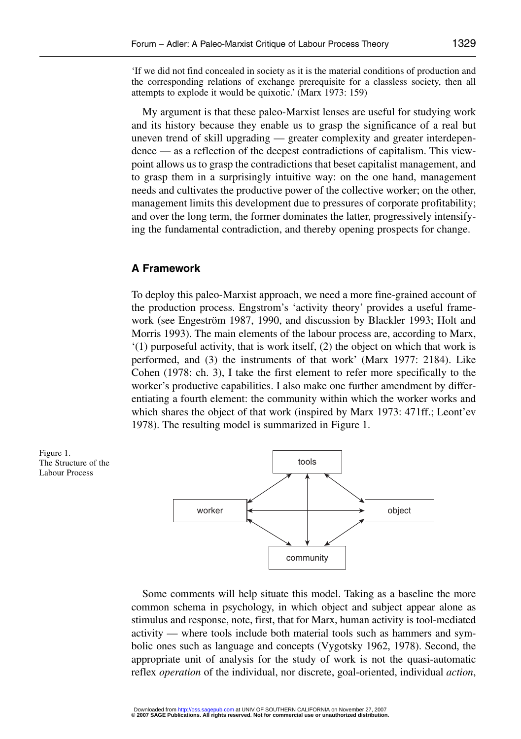'If we did not find concealed in society as it is the material conditions of production and the corresponding relations of exchange prerequisite for a classless society, then all attempts to explode it would be quixotic.' (Marx 1973: 159)

My argument is that these paleo-Marxist lenses are useful for studying work and its history because they enable us to grasp the significance of a real but uneven trend of skill upgrading — greater complexity and greater interdependence — as a reflection of the deepest contradictions of capitalism. This viewpoint allows us to grasp the contradictions that beset capitalist management, and to grasp them in a surprisingly intuitive way: on the one hand, management needs and cultivates the productive power of the collective worker; on the other, management limits this development due to pressures of corporate profitability; and over the long term, the former dominates the latter, progressively intensifying the fundamental contradiction, and thereby opening prospects for change.

## A Framework

To deploy this paleo-Marxist approach, we need a more fine-grained account of the production process. Engstrom's 'activity theory' provides a useful framework (see Engeström 1987, 1990, and discussion by Blackler 1993; Holt and Morris 1993). The main elements of the labour process are, according to Marx, '(1) purposeful activity, that is work itself, (2) the object on which that work is performed, and (3) the instruments of that work' (Marx 1977: 2184). Like Cohen (1978: ch. 3), I take the first element to refer more specifically to the worker's productive capabilities. I also make one further amendment by differentiating a fourth element: the community within which the worker works and which shares the object of that work (inspired by Marx 1973: 471ff.; Leont'ev 1978). The resulting model is summarized in Figure 1.

Figure 1. The Structure of the Labour Process

tools

worker

object

community

Some comments will help situate this model. Taking as a baseline the more common schema in psychology, in which object and subject appear alone as stimulus and response, note, first, that for Marx, human activity is tool-mediated activity — where tools include both material tools such as hammers and symbolic ones such as language and concepts (Vygotsky 1962, 1978). Second, the appropriate unit of analysis for the study of work is not the quasi-automatic reflex *operation* of the individual, nor discrete, goal-oriented, individual *action*,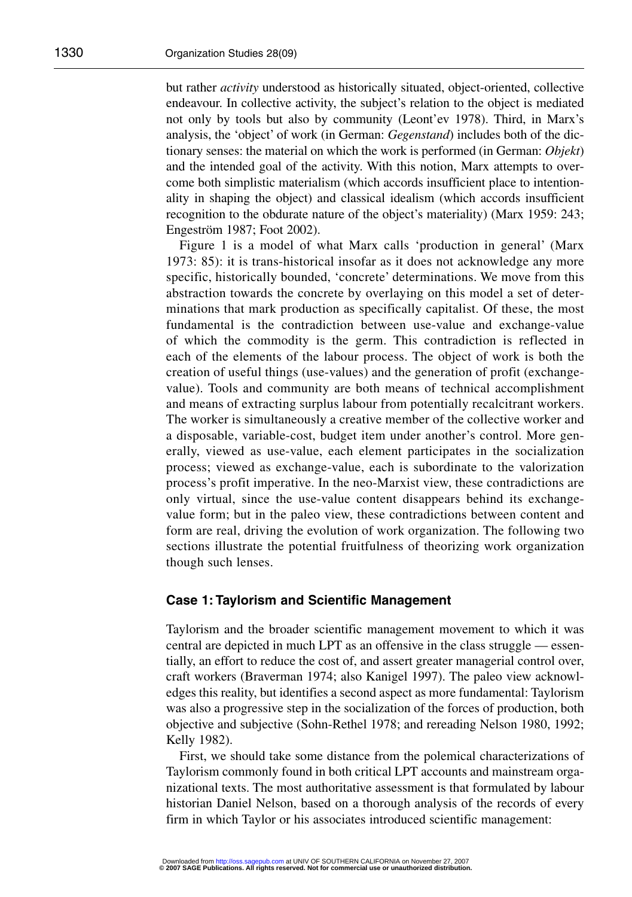but rather *activity* understood as historically situated, object-oriented, collective endeavour. In collective activity, the subject's relation to the object is mediated not only by tools but also by community (Leont'ev 1978). Third, in Marx's analysis, the 'object' of work (in German: *Gegenstand*) includes both of the dictionary senses: the material on which the work is performed (in German: *Objekt*) and the intended goal of the activity. With this notion, Marx attempts to overcome both simplistic materialism (which accords insufficient place to intentionality in shaping the object) and classical idealism (which accords insufficient recognition to the obdurate nature of the object's materiality) (Marx 1959: 243; Engeström 1987; Foot 2002).

Figure 1 is a model of what Marx calls 'production in general' (Marx 1973: 85): it is trans-historical insofar as it does not acknowledge any more specific, historically bounded, 'concrete' determinations. We move from this abstraction towards the concrete by overlaying on this model a set of determinations that mark production as specifically capitalist. Of these, the most fundamental is the contradiction between use-value and exchange-value of which the commodity is the germ. This contradiction is reflected in each of the elements of the labour process. The object of work is both the creation of useful things (use-values) and the generation of profit (exchange-value). Tools and community are both means of technical accomplishment and means of extracting surplus labour from potentially recalcitrant workers. The worker is simultaneously a creative member of the collective worker and a disposable, variable-cost, budget item under another's control. More generally, viewed as use-value, each element participates in the socialization process; viewed as exchange-value, each is subordinate to the valorization process's profit imperative. In the neo-Marxist view, these contradictions are only virtual, since the use-value content disappears behind its exchange-value form; but in the paleo view, these contradictions between content and form are real, driving the evolution of work organization. The following two sections illustrate the potential fruitfulness of theorizing work organization though such lenses.

## Case 1: Taylorism and Scientific Management

Taylorism and the broader scientific management movement to which it was central are depicted in much LPT as an offensive in the class struggle — essentially, an effort to reduce the cost of, and assert greater managerial control over, craft workers (Braverman 1974; also Kanigel 1997). The paleo view acknowledges this reality, but identifies a second aspect as more fundamental: Taylorism was also a progressive step in the socialization of the forces of production, both objective and subjective (Sohn-Rethel 1978; and rereading Nelson 1980, 1992; Kelly 1982).

First, we should take some distance from the polemical characterizations of Taylorism commonly found in both critical LPT accounts and mainstream organizational texts. The most authoritative assessment is that formulated by labour historian Daniel Nelson, based on a thorough analysis of the records of every firm in which Taylor or his associates introduced scientific management: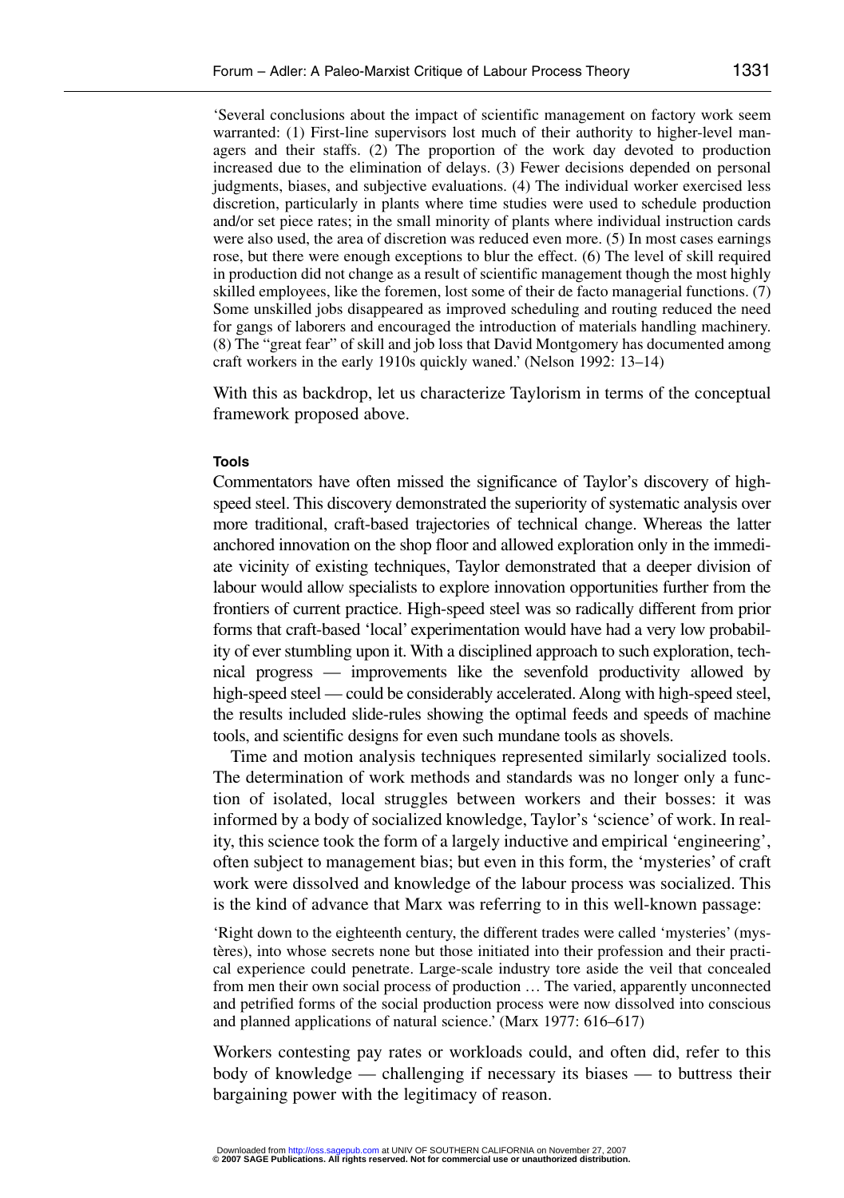> 'Several conclusions about the impact of scientific management on factory work seem warranted: (1) First-line supervisors lost much of their authority to higher-level managers and their staffs. (2) The proportion of the work day devoted to production increased due to the elimination of delays. (3) Fewer decisions depended on personal judgments, biases, and subjective evaluations. (4) The individual worker exercised less discretion, particularly in plants where time studies were used to schedule production and/or set piece rates; in the small minority of plants where individual instruction cards were also used, the area of discretion was reduced even more. (5) In most cases earnings rose, but there were enough exceptions to blur the effect. (6) The level of skill required in production did not change as a result of scientific management though the most highly skilled employees, like the foremen, lost some of their de facto managerial functions. (7) Some unskilled jobs disappeared as improved scheduling and routing reduced the need for gangs of laborers and encouraged the introduction of materials handling machinery. (8) The "great fear" of skill and job loss that David Montgomery has documented among craft workers in the early 1910s quickly waned.' (Nelson 1992: 13–14)

With this as backdrop, let us characterize Taylorism in terms of the conceptual framework proposed above.

#### Tools

Commentators have often missed the significance of Taylor's discovery of high-speed steel. This discovery demonstrated the superiority of systematic analysis over more traditional, craft-based trajectories of technical change. Whereas the latter anchored innovation on the shop floor and allowed exploration only in the immediate vicinity of existing techniques, Taylor demonstrated that a deeper division of labour would allow specialists to explore innovation opportunities further from the frontiers of current practice. High-speed steel was so radically different from prior forms that craft-based 'local' experimentation would have had a very low probability of ever stumbling upon it. With a disciplined approach to such exploration, technical progress — improvements like the sevenfold productivity allowed by high-speed steel — could be considerably accelerated. Along with high-speed steel, the results included slide-rules showing the optimal feeds and speeds of machine tools, and scientific designs for even such mundane tools as shovels.

Time and motion analysis techniques represented similarly socialized tools. The determination of work methods and standards was no longer only a function of isolated, local struggles between workers and their bosses: it was informed by a body of socialized knowledge, Taylor's 'science' of work. In reality, this science took the form of a largely inductive and empirical 'engineering', often subject to management bias; but even in this form, the 'mysteries' of craft work were dissolved and knowledge of the labour process was socialized. This is the kind of advance that Marx was referring to in this well-known passage:

> 'Right down to the eighteenth century, the different trades were called 'mysteries' (mystères), into whose secrets none but those initiated into their profession and their practical experience could penetrate. Large-scale industry tore aside the veil that concealed from men their own social process of production … The varied, apparently unconnected and petrified forms of the social production process were now dissolved into conscious and planned applications of natural science.' (Marx 1977: 616–617)

Workers contesting pay rates or workloads could, and often did, refer to this body of knowledge — challenging if necessary its biases — to buttress their bargaining power with the legitimacy of reason.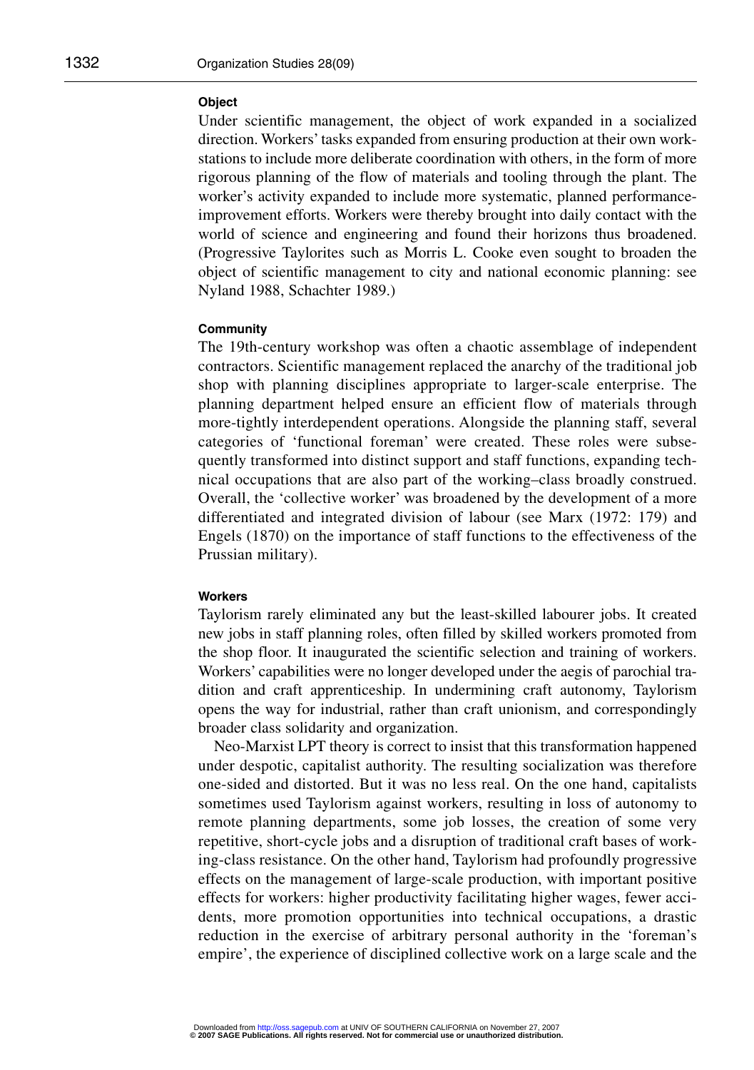#### Object

Under scientific management, the object of work expanded in a socialized direction. Workers' tasks expanded from ensuring production at their own workstations to include more deliberate coordination with others, in the form of more rigorous planning of the flow of materials and tooling through the plant. The worker's activity expanded to include more systematic, planned performance-improvement efforts. Workers were thereby brought into daily contact with the world of science and engineering and found their horizons thus broadened. (Progressive Taylorites such as Morris L. Cooke even sought to broaden the object of scientific management to city and national economic planning: see Nyland 1988, Schachter 1989.)

#### Community

The 19th-century workshop was often a chaotic assemblage of independent contractors. Scientific management replaced the anarchy of the traditional job shop with planning disciplines appropriate to larger-scale enterprise. The planning department helped ensure an efficient flow of materials through more-tightly interdependent operations. Alongside the planning staff, several categories of 'functional foreman' were created. These roles were subsequently transformed into distinct support and staff functions, expanding technical occupations that are also part of the working–class broadly construed. Overall, the 'collective worker' was broadened by the development of a more differentiated and integrated division of labour (see Marx (1972: 179) and Engels (1870) on the importance of staff functions to the effectiveness of the Prussian military).

#### Workers

Taylorism rarely eliminated any but the least-skilled labourer jobs. It created new jobs in staff planning roles, often filled by skilled workers promoted from the shop floor. It inaugurated the scientific selection and training of workers. Workers' capabilities were no longer developed under the aegis of parochial tradition and craft apprenticeship. In undermining craft autonomy, Taylorism opens the way for industrial, rather than craft unionism, and correspondingly broader class solidarity and organization.

Neo-Marxist LPT theory is correct to insist that this transformation happened under despotic, capitalist authority. The resulting socialization was therefore one-sided and distorted. But it was no less real. On the one hand, capitalists sometimes used Taylorism against workers, resulting in loss of autonomy to remote planning departments, some job losses, the creation of some very repetitive, short-cycle jobs and a disruption of traditional craft bases of working-class resistance. On the other hand, Taylorism had profoundly progressive effects on the management of large-scale production, with important positive effects for workers: higher productivity facilitating higher wages, fewer accidents, more promotion opportunities into technical occupations, a drastic reduction in the exercise of arbitrary personal authority in the 'foreman's empire', the experience of disciplined collective work on a large scale and the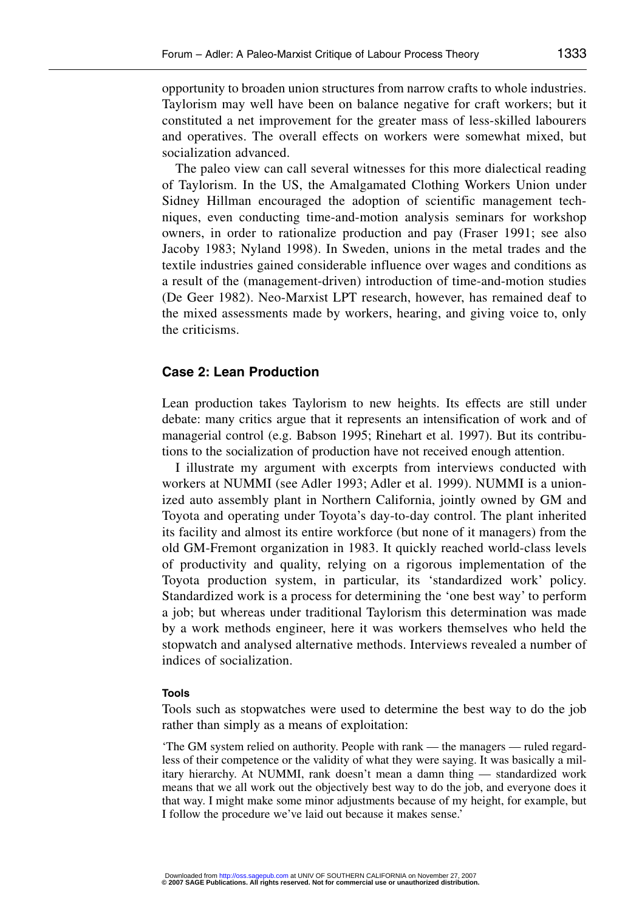opportunity to broaden union structures from narrow crafts to whole industries. Taylorism may well have been on balance negative for craft workers; but it constituted a net improvement for the greater mass of less-skilled labourers and operatives. The overall effects on workers were somewhat mixed, but socialization advanced.

The paleo view can call several witnesses for this more dialectical reading of Taylorism. In the US, the Amalgamated Clothing Workers Union under Sidney Hillman encouraged the adoption of scientific management techniques, even conducting time-and-motion analysis seminars for workshop owners, in order to rationalize production and pay (Fraser 1991; see also Jacoby 1983; Nyland 1998). In Sweden, unions in the metal trades and the textile industries gained considerable influence over wages and conditions as a result of the (management-driven) introduction of time-and-motion studies (De Geer 1982). Neo-Marxist LPT research, however, has remained deaf to the mixed assessments made by workers, hearing, and giving voice to, only the criticisms.

## Case 2: Lean Production

Lean production takes Taylorism to new heights. Its effects are still under debate: many critics argue that it represents an intensification of work and of managerial control (e.g. Babson 1995; Rinehart et al. 1997). But its contributions to the socialization of production have not received enough attention.

I illustrate my argument with excerpts from interviews conducted with workers at NUMMI (see Adler 1993; Adler et al. 1999). NUMMI is a unionized auto assembly plant in Northern California, jointly owned by GM and Toyota and operating under Toyota's day-to-day control. The plant inherited its facility and almost its entire workforce (but none of it managers) from the old GM-Fremont organization in 1983. It quickly reached world-class levels of productivity and quality, relying on a rigorous implementation of the Toyota production system, in particular, its 'standardized work' policy. Standardized work is a process for determining the 'one best way' to perform a job; but whereas under traditional Taylorism this determination was made by a work methods engineer, here it was workers themselves who held the stopwatch and analysed alternative methods. Interviews revealed a number of indices of socialization.

### Tools

Tools such as stopwatches were used to determine the best way to do the job rather than simply as a means of exploitation:

> 'The GM system relied on authority. People with rank — the managers — ruled regardless of their competence or the validity of what they were saying. It was basically a military hierarchy. At NUMMI, rank doesn't mean a damn thing — standardized work means that we all work out the objectively best way to do the job, and everyone does it that way. I might make some minor adjustments because of my height, for example, but I follow the procedure we've laid out because it makes sense.'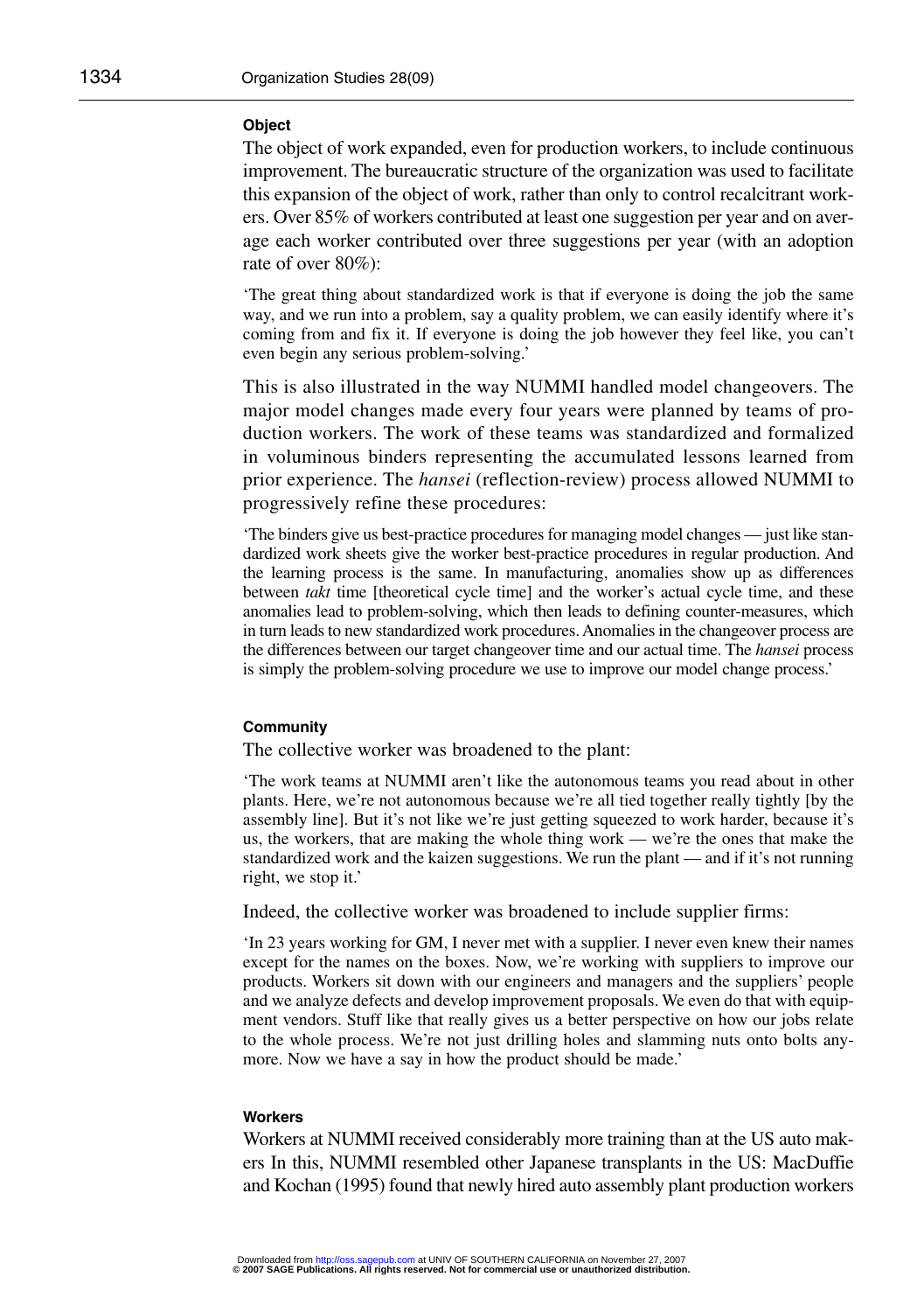#### Object

The object of work expanded, even for production workers, to include continuous improvement. The bureaucratic structure of the organization was used to facilitate this expansion of the object of work, rather than only to control recalcitrant workers. Over 85% of workers contributed at least one suggestion per year and on average each worker contributed over three suggestions per year (with an adoption rate of over 80%):

> 'The great thing about standardized work is that if everyone is doing the job the same way, and we run into a problem, say a quality problem, we can easily identify where it's coming from and fix it. If everyone is doing the job however they feel like, you can't even begin any serious problem-solving.'

This is also illustrated in the way NUMMI handled model changeovers. The major model changes made every four years were planned by teams of production workers. The work of these teams was standardized and formalized in voluminous binders representing the accumulated lessons learned from prior experience. The *hansei* (reflection-review) process allowed NUMMI to progressively refine these procedures:

> 'The binders give us best-practice procedures for managing model changes — just like standardized work sheets give the worker best-practice procedures in regular production. And the learning process is the same. In manufacturing, anomalies show up as differences between *takt* time [theoretical cycle time] and the worker's actual cycle time, and these anomalies lead to problem-solving, which then leads to defining counter-measures, which in turn leads to new standardized work procedures. Anomalies in the changeover process are the differences between our target changeover time and our actual time. The *hansei* process is simply the problem-solving procedure we use to improve our model change process.'

#### Community

The collective worker was broadened to the plant:

> 'The work teams at NUMMI aren't like the autonomous teams you read about in other plants. Here, we're not autonomous because we're all tied together really tightly [by the assembly line]. But it's not like we're just getting squeezed to work harder, because it's us, the workers, that are making the whole thing work — we're the ones that make the standardized work and the kaizen suggestions. We run the plant — and if it's not running right, we stop it.'

Indeed, the collective worker was broadened to include supplier firms:

> 'In 23 years working for GM, I never met with a supplier. I never even knew their names except for the names on the boxes. Now, we're working with suppliers to improve our products. Workers sit down with our engineers and managers and the suppliers' people and we analyze defects and develop improvement proposals. We even do that with equipment vendors. Stuff like that really gives us a better perspective on how our jobs relate to the whole process. We're not just drilling holes and slamming nuts onto bolts anymore. Now we have a say in how the product should be made.'

#### Workers

Workers at NUMMI received considerably more training than at the US auto makers In this, NUMMI resembled other Japanese transplants in the US: MacDuffie and Kochan (1995) found that newly hired auto assembly plant production workers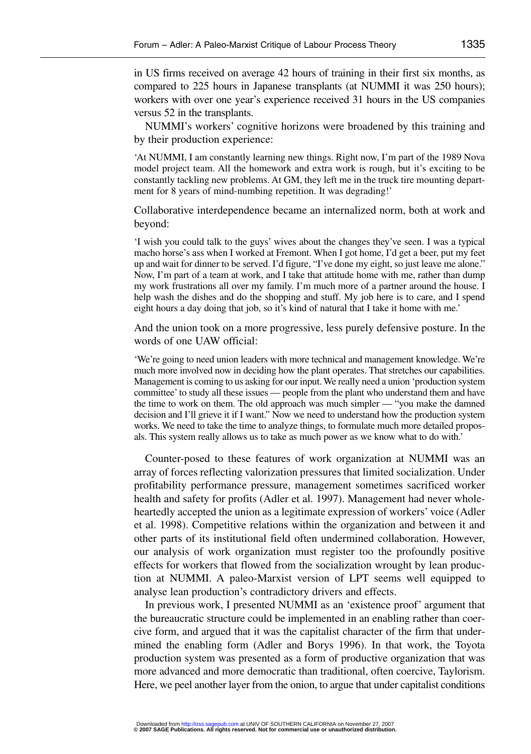in US firms received on average 42 hours of training in their first six months, as compared to 225 hours in Japanese transplants (at NUMMI it was 250 hours); workers with over one year's experience received 31 hours in the US companies versus 52 in the transplants.

NUMMI's workers' cognitive horizons were broadened by this training and by their production experience:

> 'At NUMMI, I am constantly learning new things. Right now, I'm part of the 1989 Nova model project team. All the homework and extra work is rough, but it's exciting to be constantly tackling new problems. At GM, they left me in the truck tire mounting department for 8 years of mind-numbing repetition. It was degrading!'

Collaborative interdependence became an internalized norm, both at work and beyond:

> 'I wish you could talk to the guys' wives about the changes they've seen. I was a typical macho horse's ass when I worked at Fremont. When I got home, I'd get a beer, put my feet up and wait for dinner to be served. I'd figure, "I've done my eight, so just leave me alone." Now, I'm part of a team at work, and I take that attitude home with me, rather than dump my work frustrations all over my family. I'm much more of a partner around the house. I help wash the dishes and do the shopping and stuff. My job here is to care, and I spend eight hours a day doing that job, so it's kind of natural that I take it home with me.'

And the union took on a more progressive, less purely defensive posture. In the words of one UAW official:

> 'We're going to need union leaders with more technical and management knowledge. We're much more involved now in deciding how the plant operates. That stretches our capabilities. Management is coming to us asking for our input. We really need a union 'production system committee' to study all these issues — people from the plant who understand them and have the time to work on them. The old approach was much simpler — "you make the damned decision and I'll grieve it if I want." Now we need to understand how the production system works. We need to take the time to analyze things, to formulate much more detailed proposals. This system really allows us to take as much power as we know what to do with.'

Counter-posed to these features of work organization at NUMMI was an array of forces reflecting valorization pressures that limited socialization. Under profitability performance pressure, management sometimes sacrificed worker health and safety for profits (Adler et al. 1997). Management had never whole-heartedly accepted the union as a legitimate expression of workers' voice (Adler et al. 1998). Competitive relations within the organization and between it and other parts of its institutional field often undermined collaboration. However, our analysis of work organization must register too the profoundly positive effects for workers that flowed from the socialization wrought by lean production at NUMMI. A paleo-Marxist version of LPT seems well equipped to analyse lean production's contradictory drivers and effects.

In previous work, I presented NUMMI as an 'existence proof' argument that the bureaucratic structure could be implemented in an enabling rather than coercive form, and argued that it was the capitalist character of the firm that undermined the enabling form (Adler and Borys 1996). In that work, the Toyota production system was presented as a form of productive organization that was more advanced and more democratic than traditional, often coercive, Taylorism. Here, we peel another layer from the onion, to argue that under capitalist conditions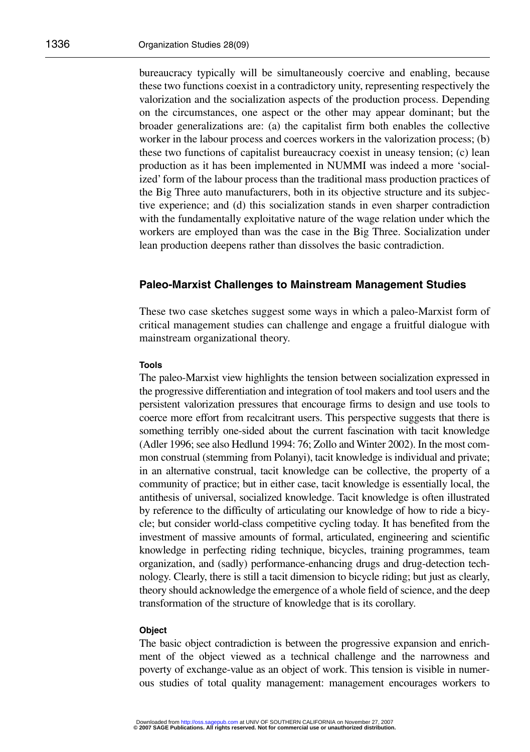bureaucracy typically will be simultaneously coercive and enabling, because these two functions coexist in a contradictory unity, representing respectively the valorization and the socialization aspects of the production process. Depending on the circumstances, one aspect or the other may appear dominant; but the broader generalizations are: (a) the capitalist firm both enables the collective worker in the labour process and coerces workers in the valorization process; (b) these two functions of capitalist bureaucracy coexist in uneasy tension; (c) lean production as it has been implemented in NUMMI was indeed a more 'socialized' form of the labour process than the traditional mass production practices of the Big Three auto manufacturers, both in its objective structure and its subjective experience; and (d) this socialization stands in even sharper contradiction with the fundamentally exploitative nature of the wage relation under which the workers are employed than was the case in the Big Three. Socialization under lean production deepens rather than dissolves the basic contradiction.

## Paleo-Marxist Challenges to Mainstream Management Studies

These two case sketches suggest some ways in which a paleo-Marxist form of critical management studies can challenge and engage a fruitful dialogue with mainstream organizational theory.

#### Tools

The paleo-Marxist view highlights the tension between socialization expressed in the progressive differentiation and integration of tool makers and tool users and the persistent valorization pressures that encourage firms to design and use tools to coerce more effort from recalcitrant users. This perspective suggests that there is something terribly one-sided about the current fascination with tacit knowledge (Adler 1996; see also Hedlund 1994: 76; Zollo and Winter 2002). In the most common construal (stemming from Polanyi), tacit knowledge is individual and private; in an alternative construal, tacit knowledge can be collective, the property of a community of practice; but in either case, tacit knowledge is essentially local, the antithesis of universal, socialized knowledge. Tacit knowledge is often illustrated by reference to the difficulty of articulating our knowledge of how to ride a bicycle; but consider world-class competitive cycling today. It has benefited from the investment of massive amounts of formal, articulated, engineering and scientific knowledge in perfecting riding technique, bicycles, training programmes, team organization, and (sadly) performance-enhancing drugs and drug-detection technology. Clearly, there is still a tacit dimension to bicycle riding; but just as clearly, theory should acknowledge the emergence of a whole field of science, and the deep transformation of the structure of knowledge that is its corollary.

#### Object

The basic object contradiction is between the progressive expansion and enrichment of the object viewed as a technical challenge and the narrowness and poverty of exchange-value as an object of work. This tension is visible in numerous studies of total quality management: management encourages workers to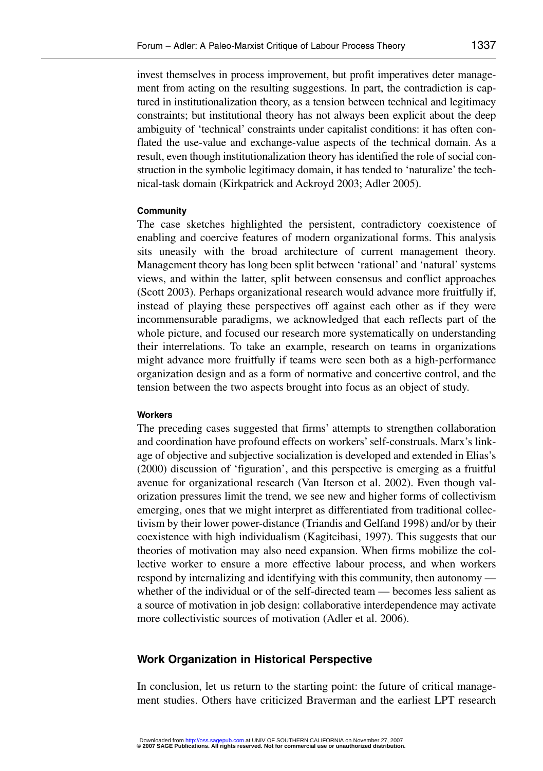invest themselves in process improvement, but profit imperatives deter management from acting on the resulting suggestions. In part, the contradiction is captured in institutionalization theory, as a tension between technical and legitimacy constraints; but institutional theory has not always been explicit about the deep ambiguity of 'technical' constraints under capitalist conditions: it has often conflated the use-value and exchange-value aspects of the technical domain. As a result, even though institutionalization theory has identified the role of social construction in the symbolic legitimacy domain, it has tended to 'naturalize' the technical-task domain (Kirkpatrick and Ackroyd 2003; Adler 2005).

#### Community

The case sketches highlighted the persistent, contradictory coexistence of enabling and coercive features of modern organizational forms. This analysis sits uneasily with the broad architecture of current management theory. Management theory has long been split between 'rational' and 'natural' systems views, and within the latter, split between consensus and conflict approaches (Scott 2003). Perhaps organizational research would advance more fruitfully if, instead of playing these perspectives off against each other as if they were incommensurable paradigms, we acknowledged that each reflects part of the whole picture, and focused our research more systematically on understanding their interrelations. To take an example, research on teams in organizations might advance more fruitfully if teams were seen both as a high-performance organization design and as a form of normative and concertive control, and the tension between the two aspects brought into focus as an object of study.

#### Workers

The preceding cases suggested that firms' attempts to strengthen collaboration and coordination have profound effects on workers' self-construals. Marx's linkage of objective and subjective socialization is developed and extended in Elias's (2000) discussion of 'figuration', and this perspective is emerging as a fruitful avenue for organizational research (Van Iterson et al. 2002). Even though valorization pressures limit the trend, we see new and higher forms of collectivism emerging, ones that we might interpret as differentiated from traditional collectivism by their lower power-distance (Triandis and Gelfand 1998) and/or by their coexistence with high individualism (Kagitcibasi, 1997). This suggests that our theories of motivation may also need expansion. When firms mobilize the collective worker to ensure a more effective labour process, and when workers respond by internalizing and identifying with this community, then autonomy — whether of the individual or of the self-directed team — becomes less salient as a source of motivation in job design: collaborative interdependence may activate more collectivistic sources of motivation (Adler et al. 2006).

### Work Organization in Historical Perspective

In conclusion, let us return to the starting point: the future of critical management studies. Others have criticized Braverman and the earliest LPT research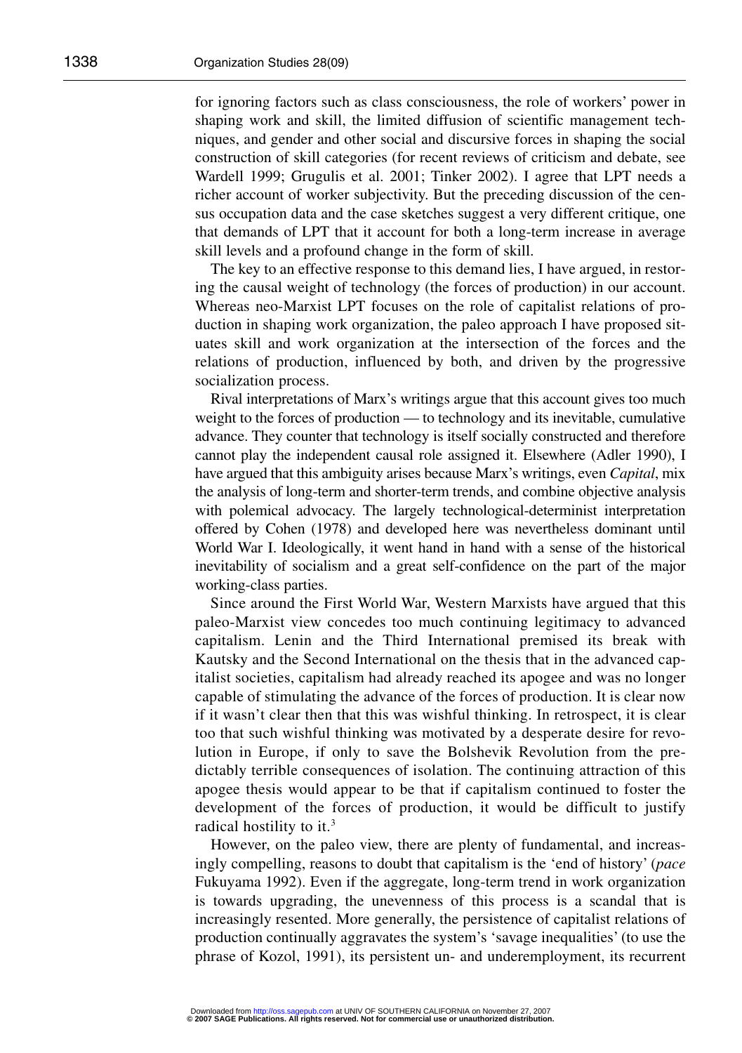for ignoring factors such as class consciousness, the role of workers' power in shaping work and skill, the limited diffusion of scientific management techniques, and gender and other social and discursive forces in shaping the social construction of skill categories (for recent reviews of criticism and debate, see Wardell 1999; Grugulis et al. 2001; Tinker 2002). I agree that LPT needs a richer account of worker subjectivity. But the preceding discussion of the census occupation data and the case sketches suggest a very different critique, one that demands of LPT that it account for both a long-term increase in average skill levels and a profound change in the form of skill.

The key to an effective response to this demand lies, I have argued, in restoring the causal weight of technology (the forces of production) in our account. Whereas neo-Marxist LPT focuses on the role of capitalist relations of production in shaping work organization, the paleo approach I have proposed situates skill and work organization at the intersection of the forces and the relations of production, influenced by both, and driven by the progressive socialization process.

Rival interpretations of Marx's writings argue that this account gives too much weight to the forces of production — to technology and its inevitable, cumulative advance. They counter that technology is itself socially constructed and therefore cannot play the independent causal role assigned it. Elsewhere (Adler 1990), I have argued that this ambiguity arises because Marx's writings, even *Capital*, mix the analysis of long-term and shorter-term trends, and combine objective analysis with polemical advocacy. The largely technological-determinist interpretation offered by Cohen (1978) and developed here was nevertheless dominant until World War I. Ideologically, it went hand in hand with a sense of the historical inevitability of socialism and a great self-confidence on the part of the major working-class parties.

Since around the First World War, Western Marxists have argued that this paleo-Marxist view concedes too much continuing legitimacy to advanced capitalism. Lenin and the Third International premised its break with Kautsky and the Second International on the thesis that in the advanced capitalist societies, capitalism had already reached its apogee and was no longer capable of stimulating the advance of the forces of production. It is clear now if it wasn't clear then that this was wishful thinking. In retrospect, it is clear too that such wishful thinking was motivated by a desperate desire for revolution in Europe, if only to save the Bolshevik Revolution from the predictably terrible consequences of isolation. The continuing attraction of this apogee thesis would appear to be that if capitalism continued to foster the development of the forces of production, it would be difficult to justify radical hostility to it.[3]

However, on the paleo view, there are plenty of fundamental, and increasingly compelling, reasons to doubt that capitalism is the 'end of history' (*pace* Fukuyama 1992). Even if the aggregate, long-term trend in work organization is towards upgrading, the unevenness of this process is a scandal that is increasingly resented. More generally, the persistence of capitalist relations of production continually aggravates the system's 'savage inequalities' (to use the phrase of Kozol, 1991), its persistent un- and underemployment, its recurrent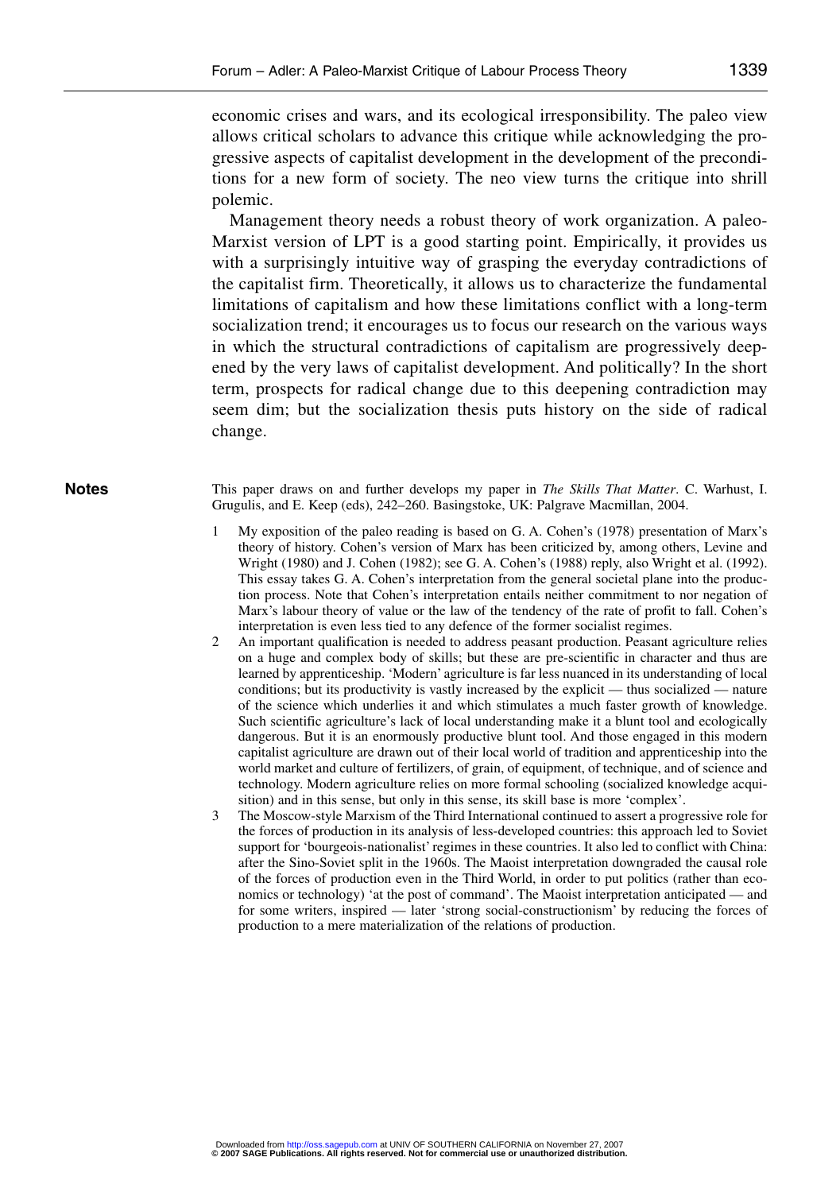economic crises and wars, and its ecological irresponsibility. The paleo view allows critical scholars to advance this critique while acknowledging the progressive aspects of capitalist development in the development of the preconditions for a new form of society. The neo view turns the critique into shrill polemic.

Management theory needs a robust theory of work organization. A paleo-Marxist version of LPT is a good starting point. Empirically, it provides us with a surprisingly intuitive way of grasping the everyday contradictions of the capitalist firm. Theoretically, it allows us to characterize the fundamental limitations of capitalism and how these limitations conflict with a long-term socialization trend; it encourages us to focus our research on the various ways in which the structural contradictions of capitalism are progressively deepened by the very laws of capitalist development. And politically? In the short term, prospects for radical change due to this deepening contradiction may seem dim; but the socialization thesis puts history on the side of radical change.

## Notes

This paper draws on and further develops my paper in *The Skills That Matter*. C. Warhust, I. Grugulis, and E. Keep (eds), 242–260. Basingstoke, UK: Palgrave Macmillan, 2004.

1 My exposition of the paleo reading is based on G. A. Cohen's (1978) presentation of Marx's theory of history. Cohen's version of Marx has been criticized by, among others, Levine and Wright (1980) and J. Cohen (1982); see G. A. Cohen's (1988) reply, also Wright et al. (1992). This essay takes G. A. Cohen's interpretation from the general societal plane into the production process. Note that Cohen's interpretation entails neither commitment to nor negation of Marx's labour theory of value or the law of the tendency of the rate of profit to fall. Cohen's interpretation is even less tied to any defence of the former socialist regimes.

2 An important qualification is needed to address peasant production. Peasant agriculture relies on a huge and complex body of skills; but these are pre-scientific in character and thus are learned by apprenticeship. 'Modern' agriculture is far less nuanced in its understanding of local conditions; but its productivity is vastly increased by the explicit — thus socialized — nature of the science which underlies it and which stimulates a much faster growth of knowledge. Such scientific agriculture's lack of local understanding make it a blunt tool and ecologically dangerous. But it is an enormously productive blunt tool. And those engaged in this modern capitalist agriculture are drawn out of their local world of tradition and apprenticeship into the world market and culture of fertilizers, of grain, of equipment, of technique, and of science and technology. Modern agriculture relies on more formal schooling (socialized knowledge acquisition) and in this sense, but only in this sense, its skill base is more 'complex'.

3 The Moscow-style Marxism of the Third International continued to assert a progressive role for the forces of production in its analysis of less-developed countries: this approach led to Soviet support for 'bourgeois-nationalist' regimes in these countries. It also led to conflict with China: after the Sino-Soviet split in the 1960s. The Maoist interpretation downgraded the causal role of the forces of production even in the Third World, in order to put politics (rather than economics or technology) 'at the post of command'. The Maoist interpretation anticipated — and for some writers, inspired — later 'strong social-constructionism' by reducing the forces of production to a mere materialization of the relations of production.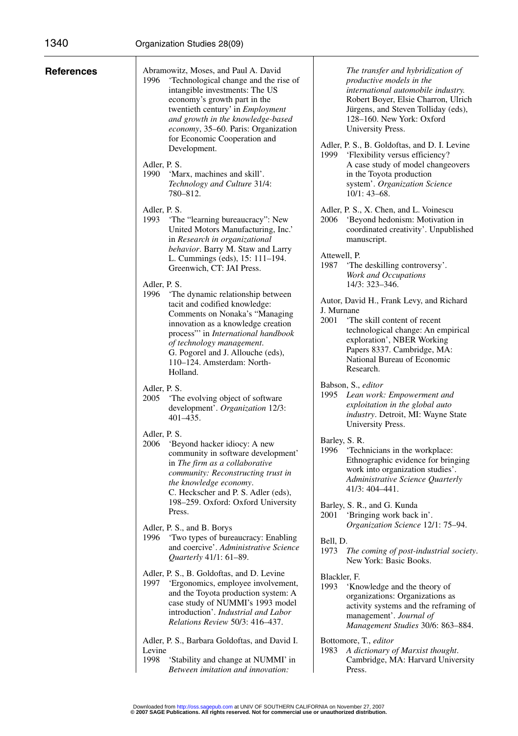## References

Abramowitz, Moses, and Paul A. David
1996 'Technological change and the rise of intangible investments: The US economy's growth part in the twentieth century' in *Employment and growth in the knowledge-based economy*, 35–60. Paris: Organization for Economic Cooperation and Development.

Adler, P. S.
1990 'Marx, machines and skill'. *Technology and Culture* 31/4: 780–812.

Adler, P. S.
1993 'The "learning bureaucracy": New United Motors Manufacturing, Inc.' in *Research in organizational behavior*. Barry M. Staw and Larry L. Cummings (eds), 15: 111–194. Greenwich, CT: JAI Press.

Adler, P. S.
1996 'The dynamic relationship between tacit and codified knowledge: Comments on Nonaka's "Managing innovation as a knowledge creation process"' in *International handbook of technology management*. G. Pogorel and J. Allouche (eds), 110–124. Amsterdam: North-Holland.

Adler, P. S.
2005 'The evolving object of software development'. *Organization* 12/3: 401–435.

Adler, P. S.
2006 'Beyond hacker idiocy: A new community in software development' in *The firm as a collaborative community: Reconstructing trust in the knowledge economy*. C. Heckscher and P. S. Adler (eds), 198–259. Oxford: Oxford University Press.

Adler, P. S., and B. Borys
1996 'Two types of bureaucracy: Enabling and coercive'. *Administrative Science Quarterly* 41/1: 61–89.

Adler, P. S., B. Goldoftas, and D. Levine
1997 'Ergonomics, employee involvement, and the Toyota production system: A case study of NUMMI's 1993 model introduction'. *Industrial and Labor Relations Review* 50/3: 416–437.

Adler, P. S., Barbara Goldoftas, and David I. Levine
1998 'Stability and change at NUMMI' in *Between imitation and innovation: The transfer and hybridization of productive models in the international automobile industry*. Robert Boyer, Elsie Charron, Ulrich Jürgens, and Steven Tolliday (eds), 128–160. New York: Oxford University Press.

Adler, P. S., B. Goldoftas, and D. I. Levine
1999 'Flexibility versus efficiency? A case study of model changeovers in the Toyota production system'. *Organization Science* 10/1: 43–68.

Adler, P. S., X. Chen, and L. Voinescu
2006 'Beyond hedonism: Motivation in coordinated creativity'. Unpublished manuscript.

Attewell, P.
1987 'The deskilling controversy'. *Work and Occupations* 14/3: 323–346.

Autor, David H., Frank Levy, and Richard J. Murnane
2001 'The skill content of recent technological change: An empirical exploration', NBER Working Papers 8337. Cambridge, MA: National Bureau of Economic Research.

Babson, S., *editor*
1995 *Lean work: Empowerment and exploitation in the global auto industry*. Detroit, MI: Wayne State University Press.

Barley, S. R.
1996 'Technicians in the workplace: Ethnographic evidence for bringing work into organization studies'. *Administrative Science Quarterly* 41/3: 404–441.

Barley, S. R., and G. Kunda
2001 'Bringing work back in'. *Organization Science* 12/1: 75–94.

Bell, D.
1973 *The coming of post-industrial society*. New York: Basic Books.

Blackler, F.
1993 'Knowledge and the theory of organizations: Organizations as activity systems and the reframing of management'. *Journal of Management Studies* 30/6: 863–884.

Bottomore, T., *editor*
1983 *A dictionary of Marxist thought*. Cambridge, MA: Harvard University Press.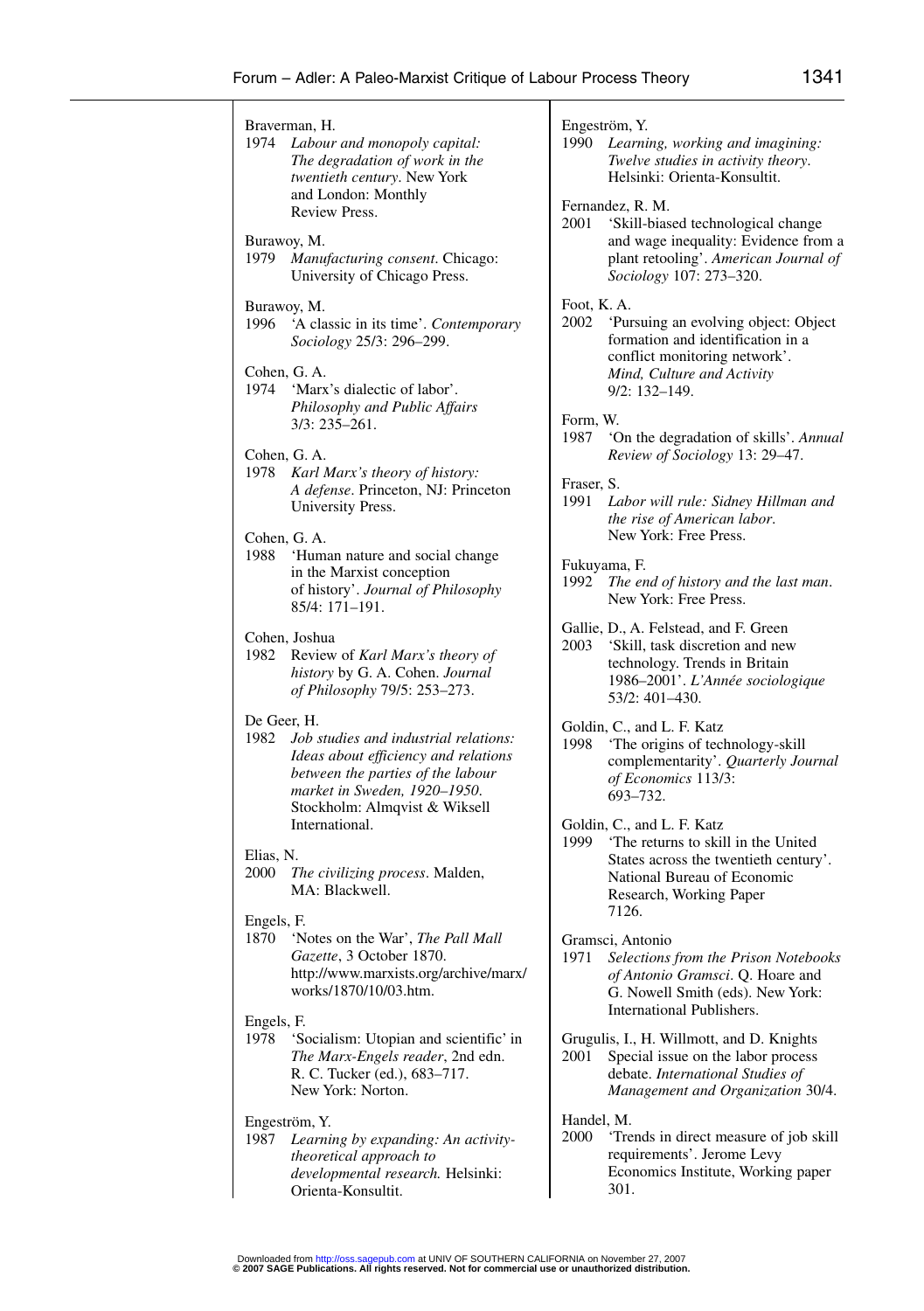Braverman, H.
1974 *Labour and monopoly capital: The degradation of work in the twentieth century*. New York and London: Monthly Review Press.

Burawoy, M.
1979 *Manufacturing consent*. Chicago: University of Chicago Press.

Burawoy, M.
1996 'A classic in its time'. *Contemporary Sociology* 25/3: 296–299.

Cohen, G. A.
1974 'Marx's dialectic of labor'. *Philosophy and Public Affairs* 3/3: 235–261.

Cohen, G. A.
1978 *Karl Marx's theory of history: A defense*. Princeton, NJ: Princeton University Press.

Cohen, G. A.
1988 'Human nature and social change in the Marxist conception of history'. *Journal of Philosophy* 85/4: 171–191.

Cohen, Joshua
1982 Review of *Karl Marx's theory of history* by G. A. Cohen. *Journal of Philosophy* 79/5: 253–273.

De Geer, H.
1982 *Job studies and industrial relations: Ideas about efficiency and relations between the parties of the labour market in Sweden, 1920–1950*. Stockholm: Almqvist & Wiksell International.

Elias, N.
2000 *The civilizing process*. Malden, MA: Blackwell.

Engels, F.
1870 'Notes on the War', *The Pall Mall Gazette*, 3 October 1870. http://www.marxists.org/archive/marx/works/1870/10/03.htm.

Engels, F.
1978 'Socialism: Utopian and scientific' in *The Marx-Engels reader*, 2nd edn. R. C. Tucker (ed.), 683–717. New York: Norton.

Engeström, Y.
1987 *Learning by expanding: An activity-theoretical approach to developmental research.* Helsinki: Orienta-Konsultit.

Engeström, Y.
1990 *Learning, working and imagining: Twelve studies in activity theory*. Helsinki: Orienta-Konsultit.

Fernandez, R. M.
2001 'Skill-biased technological change and wage inequality: Evidence from a plant retooling'. *American Journal of Sociology* 107: 273–320.

Foot, K. A.
2002 'Pursuing an evolving object: Object formation and identification in a conflict monitoring network'. *Mind, Culture and Activity* 9/2: 132–149.

Form, W.
1987 'On the degradation of skills'. *Annual Review of Sociology* 13: 29–47.

Fraser, S.
1991 *Labor will rule: Sidney Hillman and the rise of American labor*. New York: Free Press.

Fukuyama, F.
1992 *The end of history and the last man*. New York: Free Press.

Gallie, D., A. Felstead, and F. Green
2003 'Skill, task discretion and new technology. Trends in Britain 1986–2001'. *L'Année sociologique* 53/2: 401–430.

Goldin, C., and L. F. Katz
1998 'The origins of technology-skill complementarity'. *Quarterly Journal of Economics* 113/3: 693–732.

Goldin, C., and L. F. Katz
1999 'The returns to skill in the United States across the twentieth century'. National Bureau of Economic Research, Working Paper 7126.

Gramsci, Antonio
1971 *Selections from the Prison Notebooks of Antonio Gramsci*. Q. Hoare and G. Nowell Smith (eds). New York: International Publishers.

Grugulis, I., H. Willmott, and D. Knights
2001 Special issue on the labor process debate. *International Studies of Management and Organization* 30/4.

Handel, M.
2000 'Trends in direct measure of job skill requirements'. Jerome Levy Economics Institute, Working paper 301.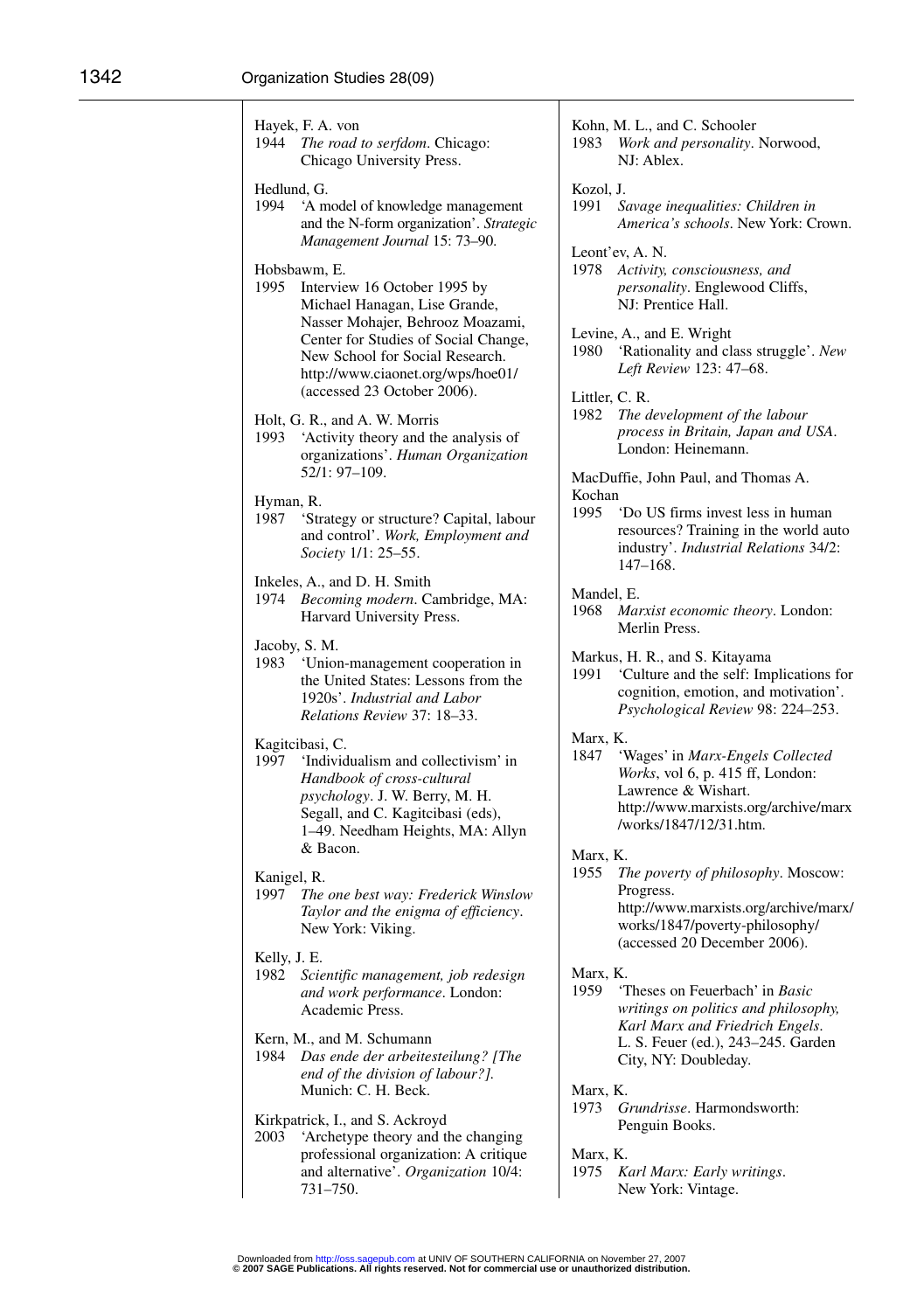Hayek, F. A. von
1944 *The road to serfdom*. Chicago: Chicago University Press.

Hedlund, G.
1994 'A model of knowledge management and the N-form organization'. *Strategic Management Journal* 15: 73–90.

Hobsbawm, E.
1995 Interview 16 October 1995 by Michael Hanagan, Lise Grande, Nasser Mohajer, Behrooz Moazami, Center for Studies of Social Change, New School for Social Research. http://www.ciaonet.org/wps/hoe01/ (accessed 23 October 2006).

Holt, G. R., and A. W. Morris
1993 'Activity theory and the analysis of organizations'. *Human Organization* 52/1: 97–109.

Hyman, R.
1987 'Strategy or structure? Capital, labour and control'. *Work, Employment and Society* 1/1: 25–55.

Inkeles, A., and D. H. Smith
1974 *Becoming modern*. Cambridge, MA: Harvard University Press.

Jacoby, S. M.
1983 'Union-management cooperation in the United States: Lessons from the 1920s'. *Industrial and Labor Relations Review* 37: 18–33.

Kagitcibasi, C.
1997 'Individualism and collectivism' in *Handbook of cross-cultural psychology*. J. W. Berry, M. H. Segall, and C. Kagitcibasi (eds), 1–49. Needham Heights, MA: Allyn & Bacon.

Kanigel, R.
1997 *The one best way: Frederick Winslow Taylor and the enigma of efficiency*. New York: Viking.

Kelly, J. E.
1982 *Scientific management, job redesign and work performance*. London: Academic Press.

Kern, M., and M. Schumann
1984 *Das ende der arbeitesteilung? [The end of the division of labour?]*. Munich: C. H. Beck.

Kirkpatrick, I., and S. Ackroyd
2003 'Archetype theory and the changing professional organization: A critique and alternative'. *Organization* 10/4: 731–750.

Kohn, M. L., and C. Schooler
1983 *Work and personality*. Norwood, NJ: Ablex.

Kozol, J.
1991 *Savage inequalities: Children in America's schools*. New York: Crown.

Leont'ev, A. N.
1978 *Activity, consciousness, and personality*. Englewood Cliffs, NJ: Prentice Hall.

Levine, A., and E. Wright
1980 'Rationality and class struggle'. *New Left Review* 123: 47–68.

Littler, C. R.
1982 *The development of the labour process in Britain, Japan and USA*. London: Heinemann.

MacDuffie, John Paul, and Thomas A. Kochan
1995 'Do US firms invest less in human resources? Training in the world auto industry'. *Industrial Relations* 34/2: 147–168.

Mandel, E.
1968 *Marxist economic theory*. London: Merlin Press.

Markus, H. R., and S. Kitayama
1991 'Culture and the self: Implications for cognition, emotion, and motivation'. *Psychological Review* 98: 224–253.

Marx, K.
1847 'Wages' in *Marx-Engels Collected Works*, vol 6, p. 415 ff, London: Lawrence & Wishart. http://www.marxists.org/archive/marx/works/1847/12/31.htm.

Marx, K.
1955 *The poverty of philosophy*. Moscow: Progress. http://www.marxists.org/archive/marx/works/1847/poverty-philosophy/ (accessed 20 December 2006).

Marx, K.
1959 'Theses on Feuerbach' in *Basic writings on politics and philosophy, Karl Marx and Friedrich Engels*. L. S. Feuer (ed.), 243–245. Garden City, NY: Doubleday.

Marx, K.
1973 *Grundrisse*. Harmondsworth: Penguin Books.

Marx, K.
1975 *Karl Marx: Early writings*. New York: Vintage.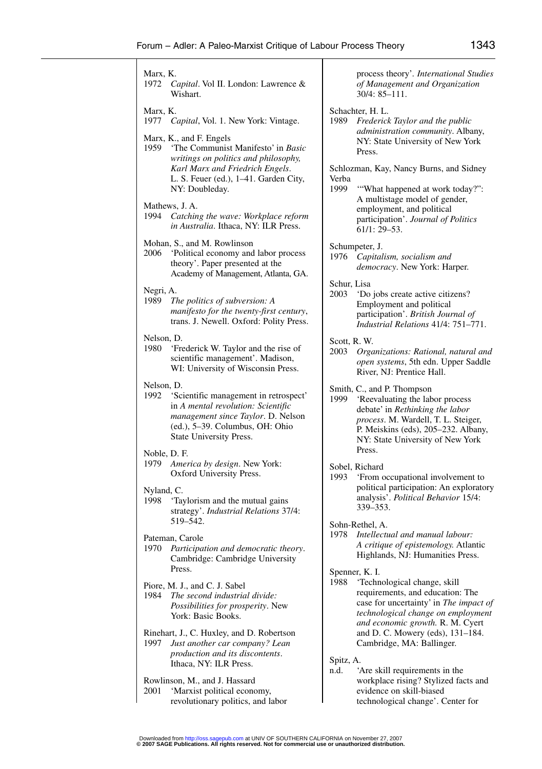Marx, K.
1972 *Capital*. Vol II. London: Lawrence & Wishart.

Marx, K.
1977 *Capital*, Vol. 1. New York: Vintage.

Marx, K., and F. Engels
1959 'The Communist Manifesto' in *Basic writings on politics and philosophy, Karl Marx and Friedrich Engels*. L. S. Feuer (ed.), 1–41. Garden City, NY: Doubleday.

Mathews, J. A.
1994 *Catching the wave: Workplace reform in Australia*. Ithaca, NY: ILR Press.

Mohan, S., and M. Rowlinson
2006 'Political economy and labor process theory'. Paper presented at the Academy of Management, Atlanta, GA.

Negri, A.
1989 *The politics of subversion: A manifesto for the twenty-first century*, trans. J. Newell. Oxford: Polity Press.

Nelson, D.
1980 'Frederick W. Taylor and the rise of scientific management'. Madison, WI: University of Wisconsin Press.

Nelson, D.
1992 'Scientific management in retrospect' in *A mental revolution: Scientific management since Taylor*. D. Nelson (ed.), 5–39. Columbus, OH: Ohio State University Press.

Noble, D. F.
1979 *America by design*. New York: Oxford University Press.

Nyland, C.
1998 'Taylorism and the mutual gains strategy'. *Industrial Relations* 37/4: 519–542.

Pateman, Carole
1970 *Participation and democratic theory*. Cambridge: Cambridge University Press.

Piore, M. J., and C. J. Sabel
1984 *The second industrial divide: Possibilities for prosperity*. New York: Basic Books.

Rinehart, J., C. Huxley, and D. Robertson
1997 *Just another car company? Lean production and its discontents*. Ithaca, NY: ILR Press.

Rowlinson, M., and J. Hassard
2001 'Marxist political economy, revolutionary politics, and labor process theory'. *International Studies of Management and Organization* 30/4: 85–111.

Schachter, H. L.
1989 *Frederick Taylor and the public administration community*. Albany, NY: State University of New York Press.

Schlozman, Kay, Nancy Burns, and Sidney Verba
1999 '"What happened at work today?": A multistage model of gender, employment, and political participation'. *Journal of Politics* 61/1: 29–53.

Schumpeter, J.
1976 *Capitalism, socialism and democracy*. New York: Harper.

Schur, Lisa
2003 'Do jobs create active citizens? Employment and political participation'. *British Journal of Industrial Relations* 41/4: 751–771.

Scott, R. W.
2003 *Organizations: Rational, natural and open systems*, 5th edn. Upper Saddle River, NJ: Prentice Hall.

Smith, C., and P. Thompson
1999 'Reevaluating the labor process debate' in *Rethinking the labor process*. M. Wardell, T. L. Steiger, P. Meiskins (eds), 205–232. Albany, NY: State University of New York Press.

Sobel, Richard
1993 'From occupational involvement to political participation: An exploratory analysis'. *Political Behavior* 15/4: 339–353.

Sohn-Rethel, A.
1978 *Intellectual and manual labour: A critique of epistemology.* Atlantic Highlands, NJ: Humanities Press.

Spenner, K. I.
1988 'Technological change, skill requirements, and education: The case for uncertainty' in *The impact of technological change on employment and economic growth.* R. M. Cyert and D. C. Mowery (eds), 131–184. Cambridge, MA: Ballinger.

Spitz, A.
n.d. 'Are skill requirements in the workplace rising? Stylized facts and evidence on skill-biased technological change'. Center for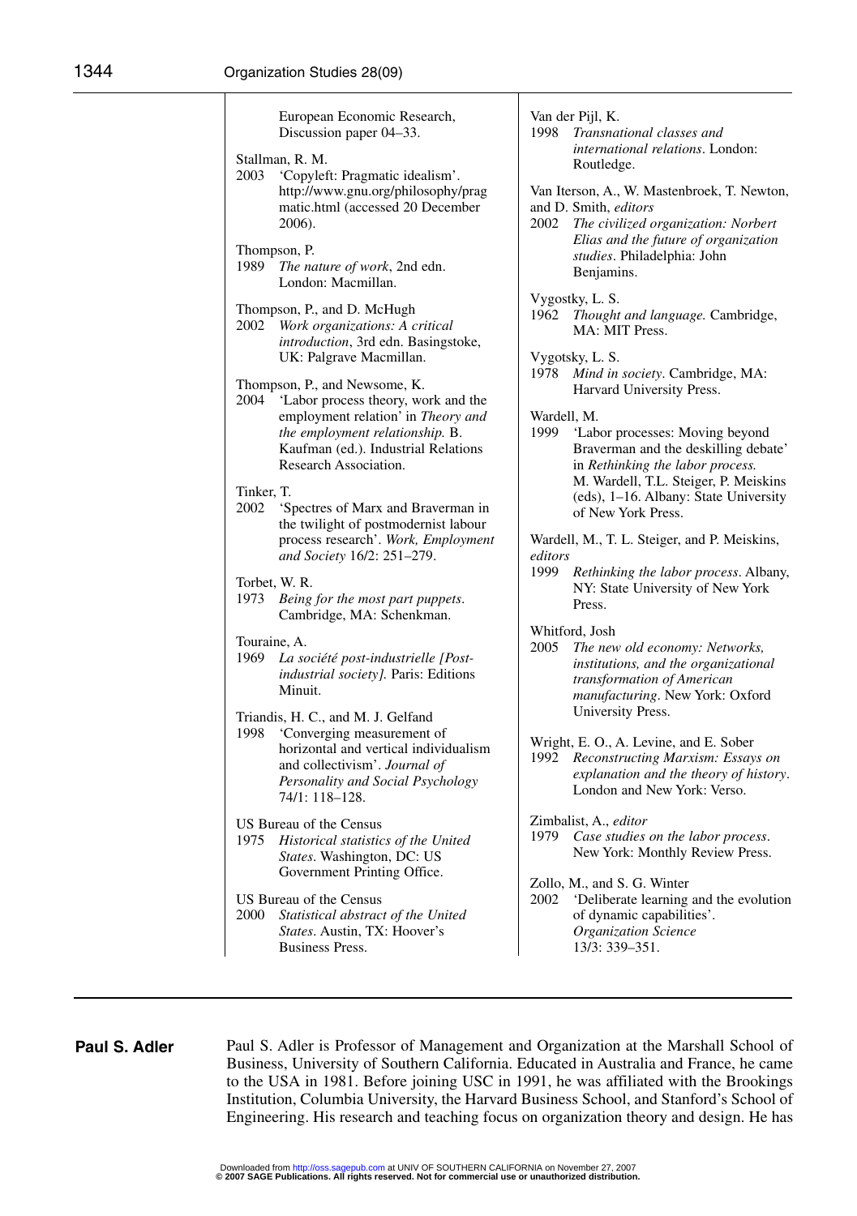European Economic Research, Discussion paper 04–33.

Stallman, R. M.
2003 'Copyleft: Pragmatic idealism'. http://www.gnu.org/philosophy/pragmatic.html (accessed 20 December 2006).

Thompson, P.
1989 *The nature of work*, 2nd edn. London: Macmillan.

Thompson, P., and D. McHugh
2002 *Work organizations: A critical introduction*, 3rd edn. Basingstoke, UK: Palgrave Macmillan.

Thompson, P., and Newsome, K.
2004 'Labor process theory, work and the employment relation' in *Theory and the employment relationship.* B. Kaufman (ed.). Industrial Relations Research Association.

Tinker, T.
2002 'Spectres of Marx and Braverman in the twilight of postmodernist labour process research'. *Work, Employment and Society* 16/2: 251–279.

Torbet, W. R.
1973 *Being for the most part puppets*. Cambridge, MA: Schenkman.

Touraine, A.
1969 *La société post-industrielle [Post-industrial society].* Paris: Editions Minuit.

Triandis, H. C., and M. J. Gelfand
1998 'Converging measurement of horizontal and vertical individualism and collectivism'. *Journal of Personality and Social Psychology* 74/1: 118–128.

US Bureau of the Census
1975 *Historical statistics of the United States*. Washington, DC: US Government Printing Office.

US Bureau of the Census
2000 *Statistical abstract of the United States*. Austin, TX: Hoover's Business Press.

Van der Pijl, K.
1998 *Transnational classes and international relations*. London: Routledge.

Van Iterson, A., W. Mastenbroek, T. Newton, and D. Smith, *editors*
2002 *The civilized organization: Norbert Elias and the future of organization studies*. Philadelphia: John Benjamins.

Vygostky, L. S.
1962 *Thought and language.* Cambridge, MA: MIT Press.

Vygotsky, L. S.
1978 *Mind in society*. Cambridge, MA: Harvard University Press.

Wardell, M.
1999 'Labor processes: Moving beyond Braverman and the deskilling debate' in *Rethinking the labor process.* M. Wardell, T.L. Steiger, P. Meiskins (eds), 1–16. Albany: State University of New York Press.

Wardell, M., T. L. Steiger, and P. Meiskins, *editors*
1999 *Rethinking the labor process*. Albany, NY: State University of New York Press.

Whitford, Josh
2005 *The new old economy: Networks, institutions, and the organizational transformation of American manufacturing*. New York: Oxford University Press.

Wright, E. O., A. Levine, and E. Sober
1992 *Reconstructing Marxism: Essays on explanation and the theory of history*. London and New York: Verso.

Zimbalist, A., *editor*
1979 *Case studies on the labor process*. New York: Monthly Review Press.

Zollo, M., and S. G. Winter
2002 'Deliberate learning and the evolution of dynamic capabilities'. *Organization Science* 13/3: 339–351.

**Paul S. Adler**

Paul S. Adler is Professor of Management and Organization at the Marshall School of Business, University of Southern California. Educated in Australia and France, he came to the USA in 1981. Before joining USC in 1991, he was affiliated with the Brookings Institution, Columbia University, the Harvard Business School, and Stanford's School of Engineering. His research and teaching focus on organization theory and design. He has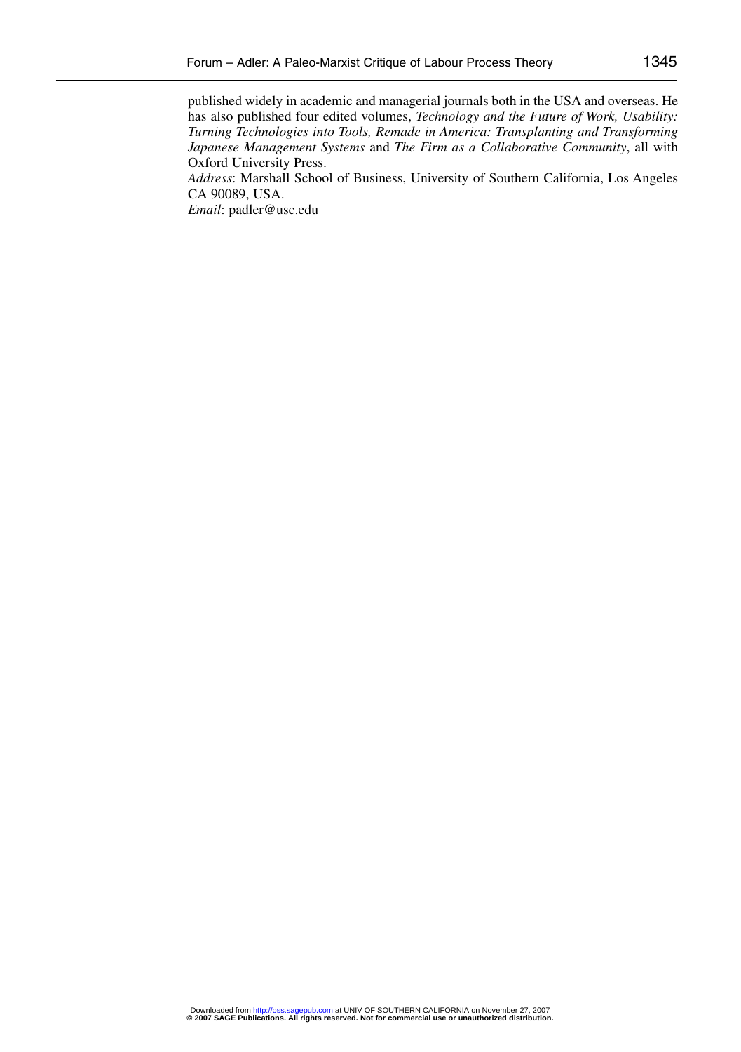published widely in academic and managerial journals both in the USA and overseas. He has also published four edited volumes, *Technology and the Future of Work, Usability: Turning Technologies into Tools, Remade in America: Transplanting and Transforming Japanese Management Systems* and *The Firm as a Collaborative Community*, all with Oxford University Press.

*Address*: Marshall School of Business, University of Southern California, Los Angeles CA 90089, USA.

*Email*: padler@usc.edu